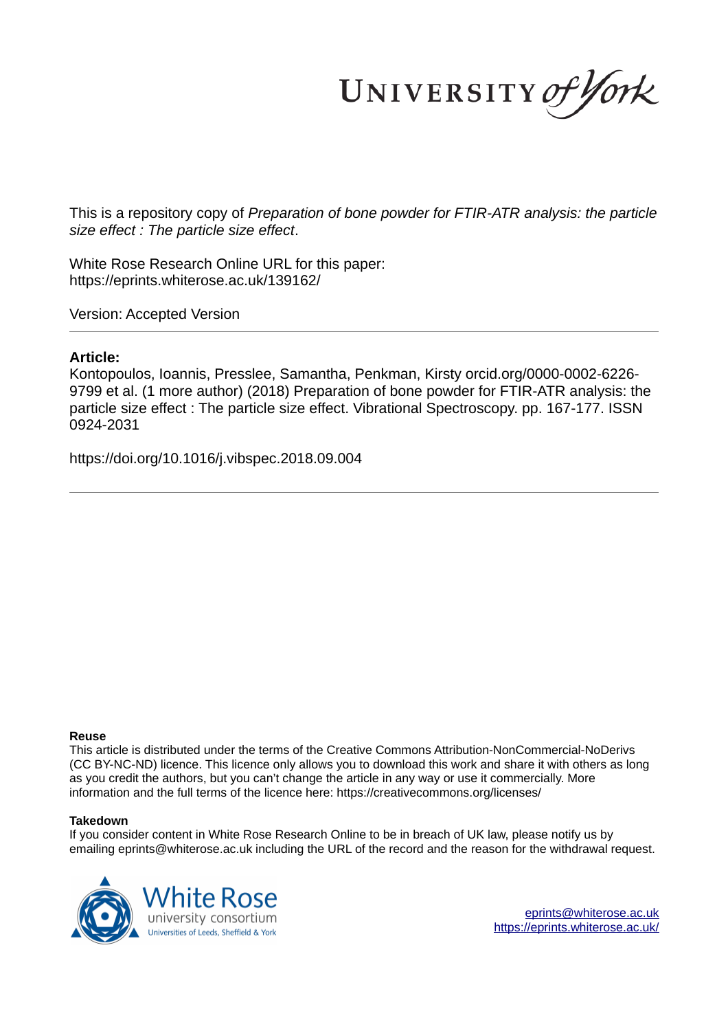This is a repository copy of *Preparation of bone powder for FTIR-ATR analysis: the particle size effect : The particle size effect*.

White Rose Research Online URL for this paper:
https://eprints.whiterose.ac.uk/139162/

Version: Accepted Version

**Article:**

Kontopoulos, Ioannis, Presslee, Samantha, Penkman, Kirsty orcid.org/0000-0002-6226-9799 et al. (1 more author) (2018) Preparation of bone powder for FTIR-ATR analysis: the particle size effect : The particle size effect. Vibrational Spectroscopy. pp. 167-177. ISSN 0924-2031

https://doi.org/10.1016/j.vibspec.2018.09.004

**Reuse**

This article is distributed under the terms of the Creative Commons Attribution-NonCommercial-NoDerivs (CC BY-NC-ND) licence. This licence only allows you to download this work and share it with others as long as you credit the authors, but you can't change the article in any way or use it commercially. More information and the full terms of the licence here: https://creativecommons.org/licenses/

**Takedown**

If you consider content in White Rose Research Online to be in breach of UK law, please notify us by emailing eprints@whiterose.ac.uk including the URL of the record and the reason for the withdrawal request.

eprints@whiterose.ac.uk
https://eprints.whiterose.ac.uk/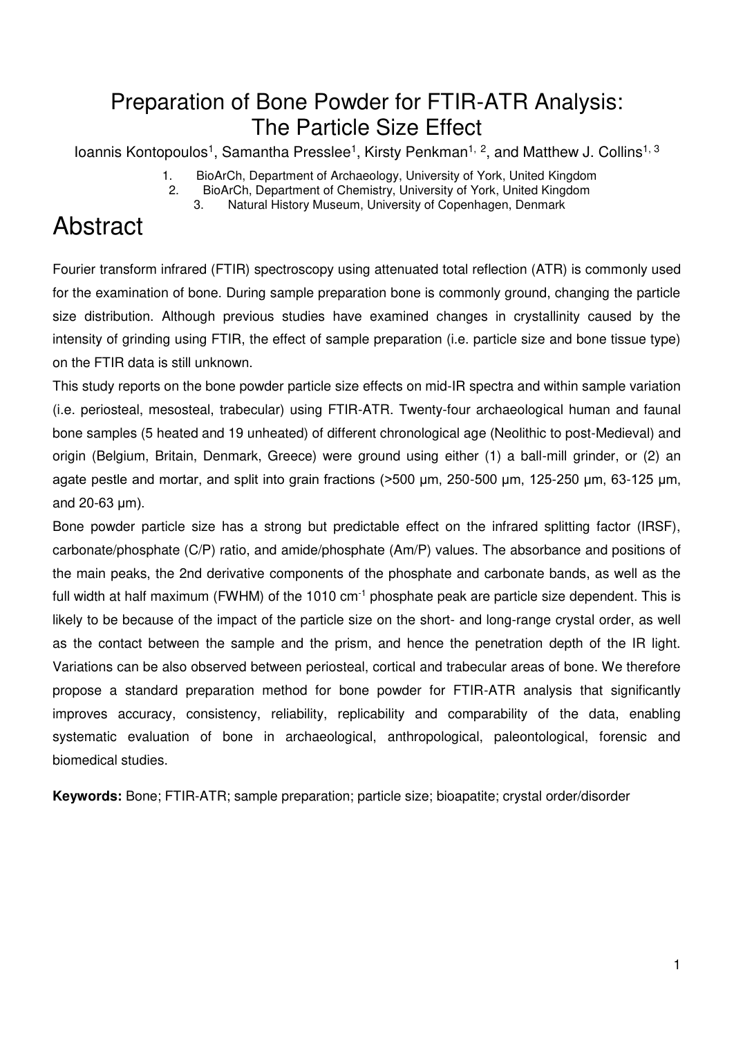# Preparation of Bone Powder for FTIR-ATR Analysis: The Particle Size Effect

Ioannis Kontopoulos[1], Samantha Presslee[1], Kirsty Penkman[1, 2], and Matthew J. Collins[1, 3]

1. BioArCh, Department of Archaeology, University of York, United Kingdom
2. BioArCh, Department of Chemistry, University of York, United Kingdom
3. Natural History Museum, University of Copenhagen, Denmark

# Abstract

Fourier transform infrared (FTIR) spectroscopy using attenuated total reflection (ATR) is commonly used for the examination of bone. During sample preparation bone is commonly ground, changing the particle size distribution. Although previous studies have examined changes in crystallinity caused by the intensity of grinding using FTIR, the effect of sample preparation (i.e. particle size and bone tissue type) on the FTIR data is still unknown.

This study reports on the bone powder particle size effects on mid-IR spectra and within sample variation (i.e. periosteal, mesosteal, trabecular) using FTIR-ATR. Twenty-four archaeological human and faunal bone samples (5 heated and 19 unheated) of different chronological age (Neolithic to post-Medieval) and origin (Belgium, Britain, Denmark, Greece) were ground using either (1) a ball-mill grinder, or (2) an agate pestle and mortar, and split into grain fractions (>500 μm, 250-500 μm, 125-250 μm, 63-125 μm, and 20-63 μm).

Bone powder particle size has a strong but predictable effect on the infrared splitting factor (IRSF), carbonate/phosphate (C/P) ratio, and amide/phosphate (Am/P) values. The absorbance and positions of the main peaks, the 2nd derivative components of the phosphate and carbonate bands, as well as the full width at half maximum (FWHM) of the 1010 $cm^{-1}$ phosphate peak are particle size dependent. This is likely to be because of the impact of the particle size on the short- and long-range crystal order, as well as the contact between the sample and the prism, and hence the penetration depth of the IR light. Variations can be also observed between periosteal, cortical and trabecular areas of bone. We therefore propose a standard preparation method for bone powder for FTIR-ATR analysis that significantly improves accuracy, consistency, reliability, replicability and comparability of the data, enabling systematic evaluation of bone in archaeological, anthropological, paleontological, forensic and biomedical studies.

**Keywords:** Bone; FTIR-ATR; sample preparation; particle size; bioapatite; crystal order/disorder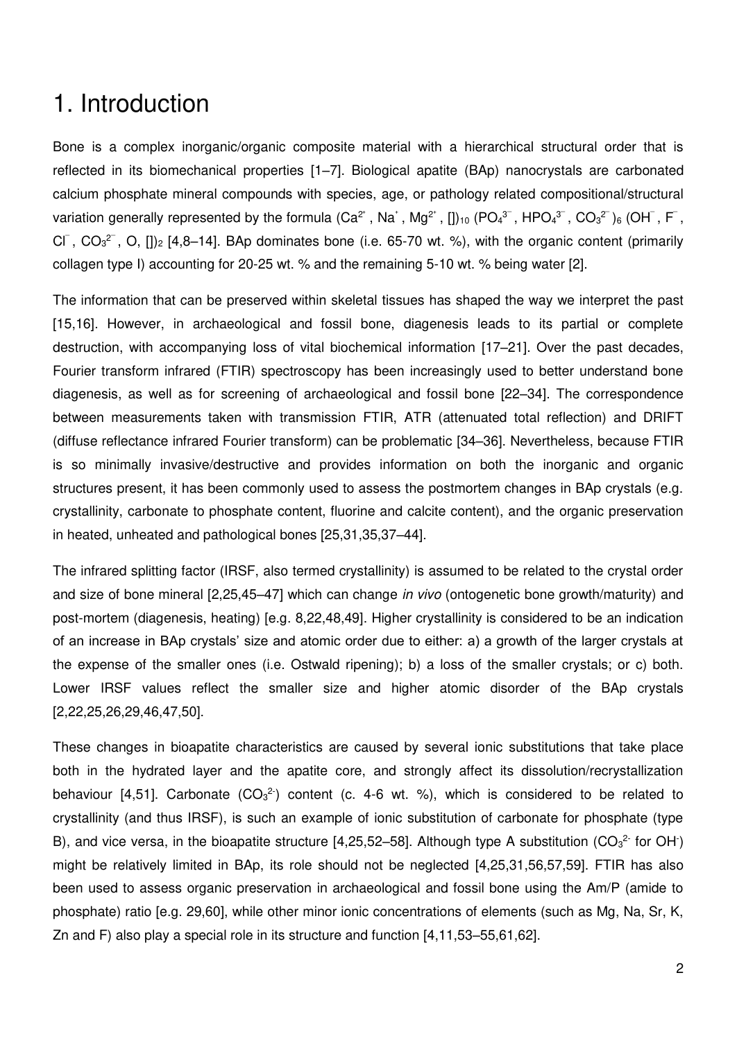# 1. Introduction

Bone is a complex inorganic/organic composite material with a hierarchical structural order that is reflected in its biomechanical properties [1–7]. Biological apatite (BAp) nanocrystals are carbonated calcium phosphate mineral compounds with species, age, or pathology related compositional/structural variation generally represented by the formula ($Ca^{2+}$, $Na^{+}$, $Mg^{2+}$, [])$_{10}$ ($PO_4^{3-}$, $HPO_4^{3-}$, $CO_3^{2-}$)$_6$ ($OH^-$, $F^-$, $Cl^-$, $CO_3^{2-}$, O, [])$_2$ [4,8–14]. BAp dominates bone (i.e. 65-70 wt. %), with the organic content (primarily collagen type I) accounting for 20-25 wt. % and the remaining 5-10 wt. % being water [2].

The information that can be preserved within skeletal tissues has shaped the way we interpret the past [15,16]. However, in archaeological and fossil bone, diagenesis leads to its partial or complete destruction, with accompanying loss of vital biochemical information [17–21]. Over the past decades, Fourier transform infrared (FTIR) spectroscopy has been increasingly used to better understand bone diagenesis, as well as for screening of archaeological and fossil bone [22–34]. The correspondence between measurements taken with transmission FTIR, ATR (attenuated total reflection) and DRIFT (diffuse reflectance infrared Fourier transform) can be problematic [34–36]. Nevertheless, because FTIR is so minimally invasive/destructive and provides information on both the inorganic and organic structures present, it has been commonly used to assess the postmortem changes in BAp crystals (e.g. crystallinity, carbonate to phosphate content, fluorine and calcite content), and the organic preservation in heated, unheated and pathological bones [25,31,35,37–44].

The infrared splitting factor (IRSF, also termed crystallinity) is assumed to be related to the crystal order and size of bone mineral [2,25,45–47] which can change *in vivo* (ontogenetic bone growth/maturity) and post-mortem (diagenesis, heating) [e.g. 8,22,48,49]. Higher crystallinity is considered to be an indication of an increase in BAp crystals' size and atomic order due to either: a) a growth of the larger crystals at the expense of the smaller ones (i.e. Ostwald ripening); b) a loss of the smaller crystals; or c) both. Lower IRSF values reflect the smaller size and higher atomic disorder of the BAp crystals [2,22,25,26,29,46,47,50].

These changes in bioapatite characteristics are caused by several ionic substitutions that take place both in the hydrated layer and the apatite core, and strongly affect its dissolution/recrystallization behaviour [4,51]. Carbonate ($CO_3^{2-}$) content (c. 4-6 wt. %), which is considered to be related to crystallinity (and thus IRSF), is such an example of ionic substitution of carbonate for phosphate (type B), and vice versa, in the bioapatite structure [4,25,52–58]. Although type A substitution ($CO_3^{2-}$ for $OH^-$) might be relatively limited in BAp, its role should not be neglected [4,25,31,56,57,59]. FTIR has also been used to assess organic preservation in archaeological and fossil bone using the Am/P (amide to phosphate) ratio [e.g. 29,60], while other minor ionic concentrations of elements (such as Mg, Na, Sr, K, Zn and F) also play a special role in its structure and function [4,11,53–55,61,62].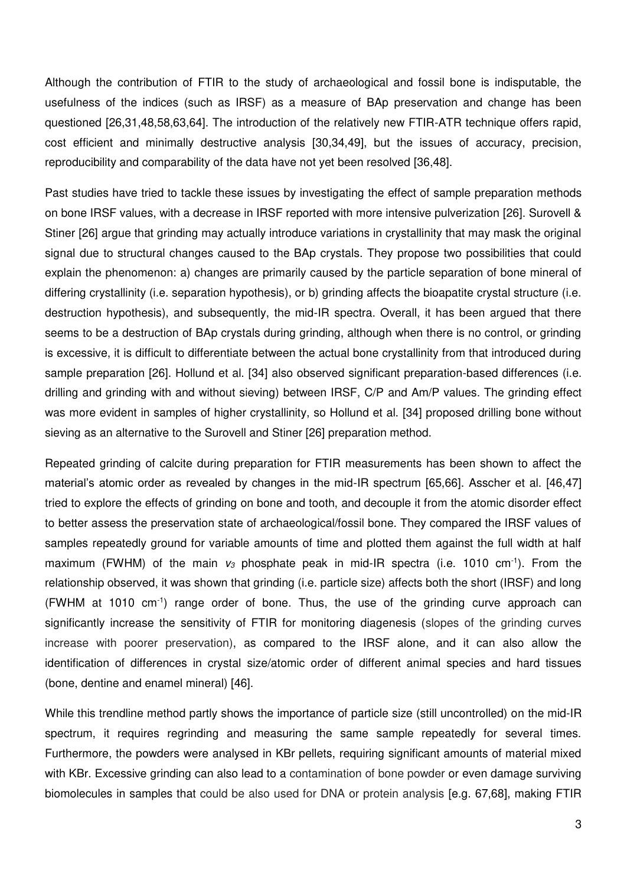Although the contribution of FTIR to the study of archaeological and fossil bone is indisputable, the usefulness of the indices (such as IRSF) as a measure of BAp preservation and change has been questioned [26,31,48,58,63,64]. The introduction of the relatively new FTIR-ATR technique offers rapid, cost efficient and minimally destructive analysis [30,34,49], but the issues of accuracy, precision, reproducibility and comparability of the data have not yet been resolved [36,48].

Past studies have tried to tackle these issues by investigating the effect of sample preparation methods on bone IRSF values, with a decrease in IRSF reported with more intensive pulverization [26]. Surovell & Stiner [26] argue that grinding may actually introduce variations in crystallinity that may mask the original signal due to structural changes caused to the BAp crystals. They propose two possibilities that could explain the phenomenon: a) changes are primarily caused by the particle separation of bone mineral of differing crystallinity (i.e. separation hypothesis), or b) grinding affects the bioapatite crystal structure (i.e. destruction hypothesis), and subsequently, the mid-IR spectra. Overall, it has been argued that there seems to be a destruction of BAp crystals during grinding, although when there is no control, or grinding is excessive, it is difficult to differentiate between the actual bone crystallinity from that introduced during sample preparation [26]. Hollund et al. [34] also observed significant preparation-based differences (i.e. drilling and grinding with and without sieving) between IRSF, C/P and Am/P values. The grinding effect was more evident in samples of higher crystallinity, so Hollund et al. [34] proposed drilling bone without sieving as an alternative to the Surovell and Stiner [26] preparation method.

Repeated grinding of calcite during preparation for FTIR measurements has been shown to affect the material's atomic order as revealed by changes in the mid-IR spectrum [65,66]. Asscher et al. [46,47] tried to explore the effects of grinding on bone and tooth, and decouple it from the atomic disorder effect to better assess the preservation state of archaeological/fossil bone. They compared the IRSF values of samples repeatedly ground for variable amounts of time and plotted them against the full width at half maximum (FWHM) of the main $v_3$ phosphate peak in mid-IR spectra (i.e. 1010 $cm^{-1}$). From the relationship observed, it was shown that grinding (i.e. particle size) affects both the short (IRSF) and long (FWHM at 1010 $cm^{-1}$) range order of bone. Thus, the use of the grinding curve approach can significantly increase the sensitivity of FTIR for monitoring diagenesis (slopes of the grinding curves increase with poorer preservation), as compared to the IRSF alone, and it can also allow the identification of differences in crystal size/atomic order of different animal species and hard tissues (bone, dentine and enamel mineral) [46].

While this trendline method partly shows the importance of particle size (still uncontrolled) on the mid-IR spectrum, it requires regrinding and measuring the same sample repeatedly for several times. Furthermore, the powders were analysed in KBr pellets, requiring significant amounts of material mixed with KBr. Excessive grinding can also lead to a contamination of bone powder or even damage surviving biomolecules in samples that could be also used for DNA or protein analysis [e.g. 67,68], making FTIR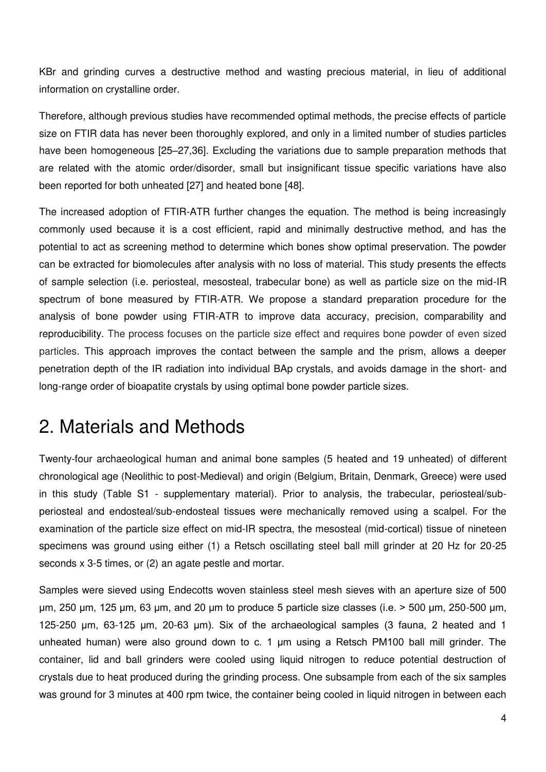KBr and grinding curves a destructive method and wasting precious material, in lieu of additional information on crystalline order.

Therefore, although previous studies have recommended optimal methods, the precise effects of particle size on FTIR data has never been thoroughly explored, and only in a limited number of studies particles have been homogeneous [25–27,36]. Excluding the variations due to sample preparation methods that are related with the atomic order/disorder, small but insignificant tissue specific variations have also been reported for both unheated [27] and heated bone [48].

The increased adoption of FTIR-ATR further changes the equation. The method is being increasingly commonly used because it is a cost efficient, rapid and minimally destructive method, and has the potential to act as screening method to determine which bones show optimal preservation. The powder can be extracted for biomolecules after analysis with no loss of material. This study presents the effects of sample selection (i.e. periosteal, mesosteal, trabecular bone) as well as particle size on the mid-IR spectrum of bone measured by FTIR-ATR. We propose a standard preparation procedure for the analysis of bone powder using FTIR-ATR to improve data accuracy, precision, comparability and reproducibility. The process focuses on the particle size effect and requires bone powder of even sized particles. This approach improves the contact between the sample and the prism, allows a deeper penetration depth of the IR radiation into individual BAp crystals, and avoids damage in the short- and long-range order of bioapatite crystals by using optimal bone powder particle sizes.

# 2. Materials and Methods

Twenty-four archaeological human and animal bone samples (5 heated and 19 unheated) of different chronological age (Neolithic to post-Medieval) and origin (Belgium, Britain, Denmark, Greece) were used in this study (Table S1 - supplementary material). Prior to analysis, the trabecular, periosteal/sub-periosteal and endosteal/sub-endosteal tissues were mechanically removed using a scalpel. For the examination of the particle size effect on mid-IR spectra, the mesosteal (mid-cortical) tissue of nineteen specimens was ground using either (1) a Retsch oscillating steel ball mill grinder at 20 Hz for 20-25 seconds x 3-5 times, or (2) an agate pestle and mortar.

Samples were sieved using Endecotts woven stainless steel mesh sieves with an aperture size of 500 μm, 250 μm, 125 μm, 63 μm, and 20 μm to produce 5 particle size classes (i.e. > 500 μm, 250-500 μm, 125-250 μm, 63-125 μm, 20-63 μm). Six of the archaeological samples (3 fauna, 2 heated and 1 unheated human) were also ground down to c. 1 μm using a Retsch PM100 ball mill grinder. The container, lid and ball grinders were cooled using liquid nitrogen to reduce potential destruction of crystals due to heat produced during the grinding process. One subsample from each of the six samples was ground for 3 minutes at 400 rpm twice, the container being cooled in liquid nitrogen in between each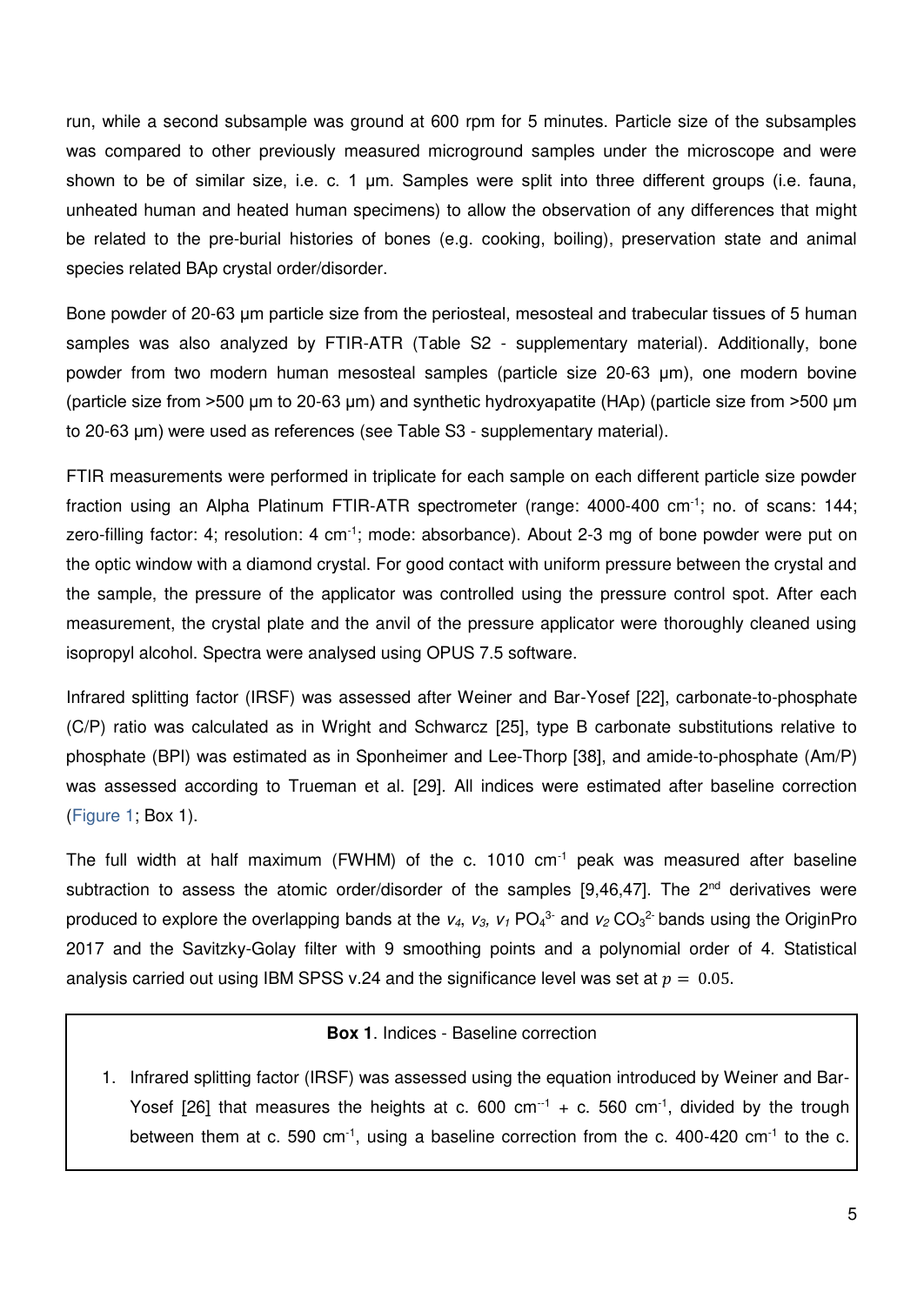run, while a second subsample was ground at 600 rpm for 5 minutes. Particle size of the subsamples was compared to other previously measured microground samples under the microscope and were shown to be of similar size, i.e. c. 1 μm. Samples were split into three different groups (i.e. fauna, unheated human and heated human specimens) to allow the observation of any differences that might be related to the pre-burial histories of bones (e.g. cooking, boiling), preservation state and animal species related BAp crystal order/disorder.

Bone powder of 20-63 μm particle size from the periosteal, mesosteal and trabecular tissues of 5 human samples was also analyzed by FTIR-ATR (Table S2 - supplementary material). Additionally, bone powder from two modern human mesosteal samples (particle size 20-63 μm), one modern bovine (particle size from >500 μm to 20-63 μm) and synthetic hydroxyapatite (HAp) (particle size from >500 μm to 20-63 μm) were used as references (see Table S3 - supplementary material).

FTIR measurements were performed in triplicate for each sample on each different particle size powder fraction using an Alpha Platinum FTIR-ATR spectrometer (range: 4000-400 $cm^{-1}$; no. of scans: 144; zero-filling factor: 4; resolution: 4 $cm^{-1}$; mode: absorbance). About 2-3 mg of bone powder were put on the optic window with a diamond crystal. For good contact with uniform pressure between the crystal and the sample, the pressure of the applicator was controlled using the pressure control spot. After each measurement, the crystal plate and the anvil of the pressure applicator were thoroughly cleaned using isopropyl alcohol. Spectra were analysed using OPUS 7.5 software.

Infrared splitting factor (IRSF) was assessed after Weiner and Bar-Yosef [22], carbonate-to-phosphate (C/P) ratio was calculated as in Wright and Schwarcz [25], type B carbonate substitutions relative to phosphate (BPI) was estimated as in Sponheimer and Lee-Thorp [38], and amide-to-phosphate (Am/P) was assessed according to Trueman et al. [29]. All indices were estimated after baseline correction (Figure 1; Box 1).

The full width at half maximum (FWHM) of the c. 1010 $cm^{-1}$ peak was measured after baseline subtraction to assess the atomic order/disorder of the samples [9,46,47]. The 2[nd] derivatives were produced to explore the overlapping bands at the $v_4$, $v_3$, $v_1$ $PO_4^{3-}$ and $v_2$ $CO_3^{2-}$ bands using the OriginPro 2017 and the Savitzky-Golay filter with 9 smoothing points and a polynomial order of 4. Statistical analysis carried out using IBM SPSS v.24 and the significance level was set at $p = 0.05$.

**Box 1**. Indices - Baseline correction

1. Infrared splitting factor (IRSF) was assessed using the equation introduced by Weiner and Bar-Yosef [26] that measures the heights at c. 600 $cm^{-1}$ + c. 560 $cm^{-1}$, divided by the trough between them at c. 590 $cm^{-1}$, using a baseline correction from the c. 400-420 $cm^{-1}$ to the c.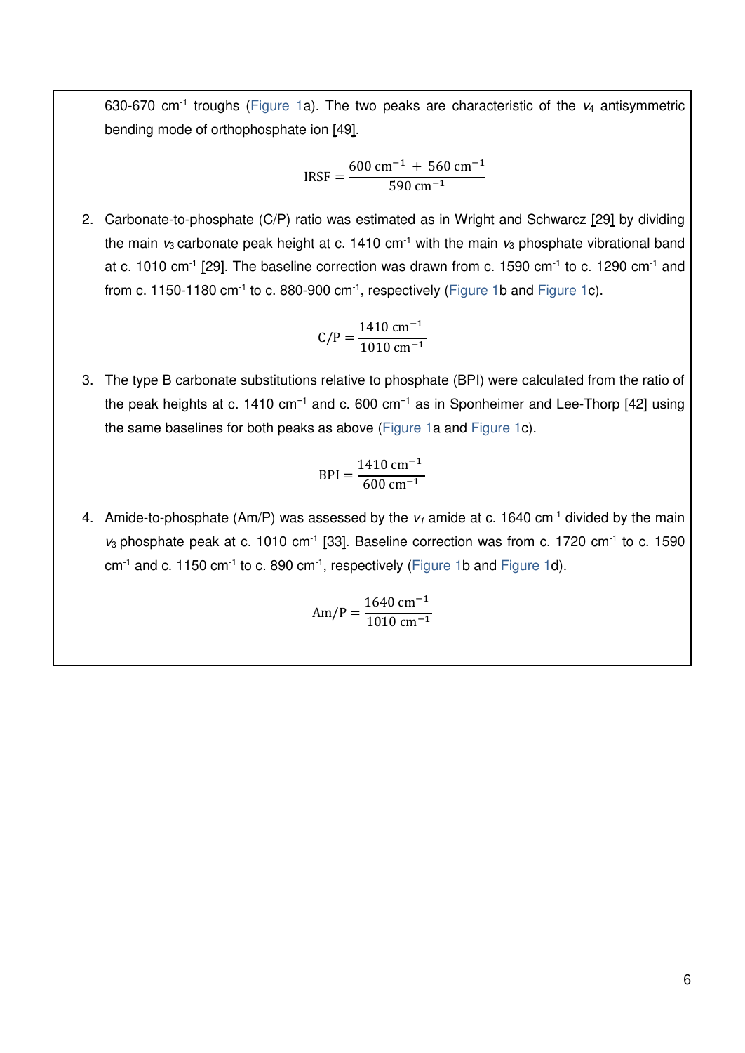630-670 cm$^{-1}$ troughs (Figure 1a). The two peaks are characteristic of the $v_4$ antisymmetric bending mode of orthophosphate ion [49].

$$\mathrm{IRSF} = \frac{600\ \mathrm{cm}^{-1} + 560\ \mathrm{cm}^{-1}}{590\ \mathrm{cm}^{-1}}$$

2. Carbonate-to-phosphate (C/P) ratio was estimated as in Wright and Schwarcz [29] by dividing the main $v_3$ carbonate peak height at c. 1410 cm$^{-1}$ with the main $v_3$ phosphate vibrational band at c. 1010 cm$^{-1}$ [29]. The baseline correction was drawn from c. 1590 cm$^{-1}$ to c. 1290 cm$^{-1}$ and from c. 1150-1180 cm$^{-1}$ to c. 880-900 cm$^{-1}$, respectively (Figure 1b and Figure 1c).

$$\mathrm{C/P} = \frac{1410\ \mathrm{cm}^{-1}}{1010\ \mathrm{cm}^{-1}}$$

3. The type B carbonate substitutions relative to phosphate (BPI) were calculated from the ratio of the peak heights at c. 1410 cm$^{-1}$ and c. 600 cm$^{-1}$ as in Sponheimer and Lee-Thorp [42] using the same baselines for both peaks as above (Figure 1a and Figure 1c).

$$\mathrm{BPI} = \frac{1410\ \mathrm{cm}^{-1}}{600\ \mathrm{cm}^{-1}}$$

4. Amide-to-phosphate (Am/P) was assessed by the $v_1$ amide at c. 1640 cm$^{-1}$ divided by the main $v_3$ phosphate peak at c. 1010 cm$^{-1}$ [33]. Baseline correction was from c. 1720 cm$^{-1}$ to c. 1590 cm$^{-1}$ and c. 1150 cm$^{-1}$ to c. 890 cm$^{-1}$, respectively (Figure 1b and Figure 1d).

$$\mathrm{Am/P} = \frac{1640\ \mathrm{cm}^{-1}}{1010\ \mathrm{cm}^{-1}}$$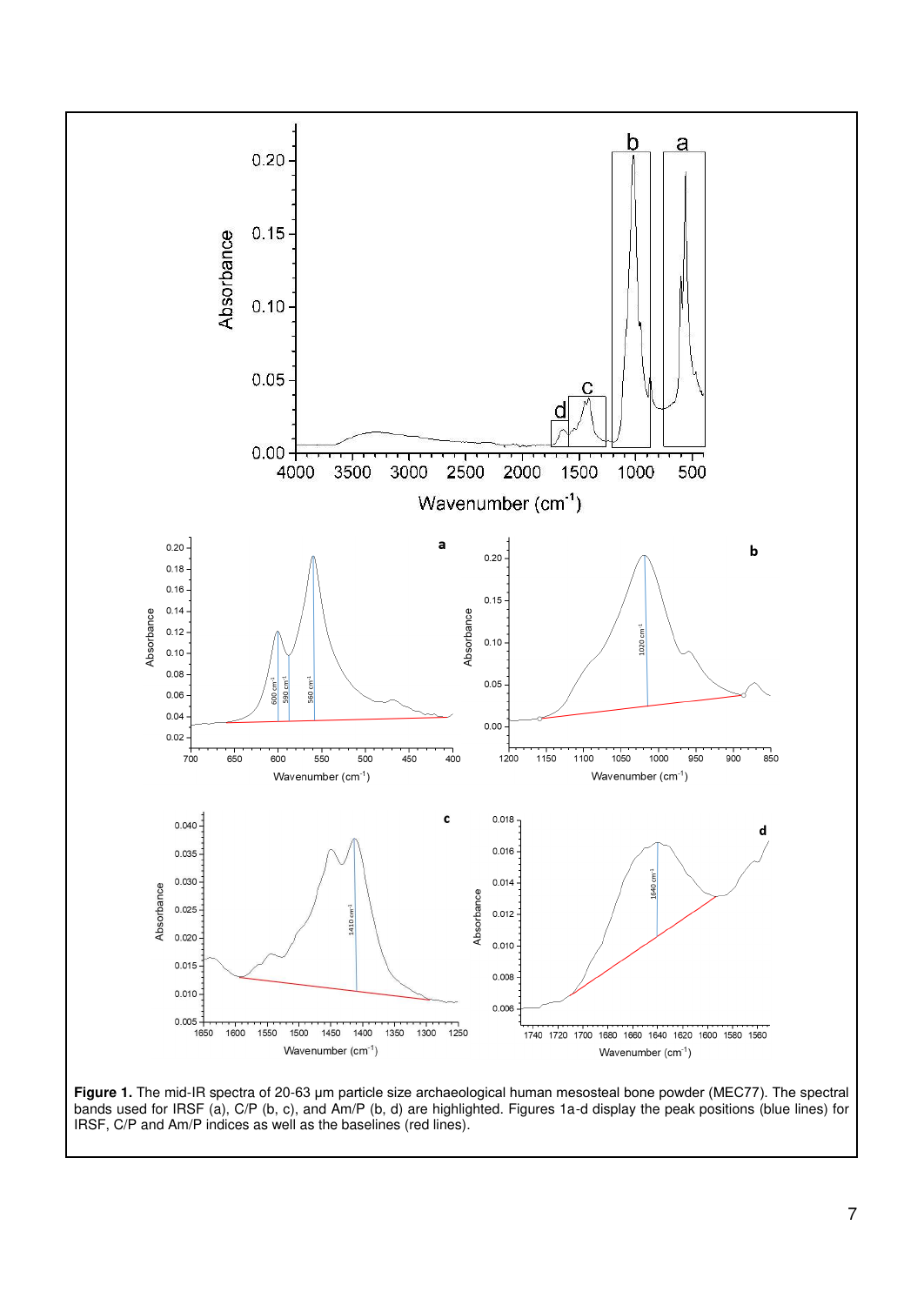**Figure 1.** The mid-IR spectra of 20-63 µm particle size archaeological human mesosteal bone powder (MEC77). The spectral bands used for IRSF (a), C/P (b, c), and Am/P (b, d) are highlighted. Figures 1a-d display the peak positions (blue lines) for IRSF, C/P and Am/P indices as well as the baselines (red lines).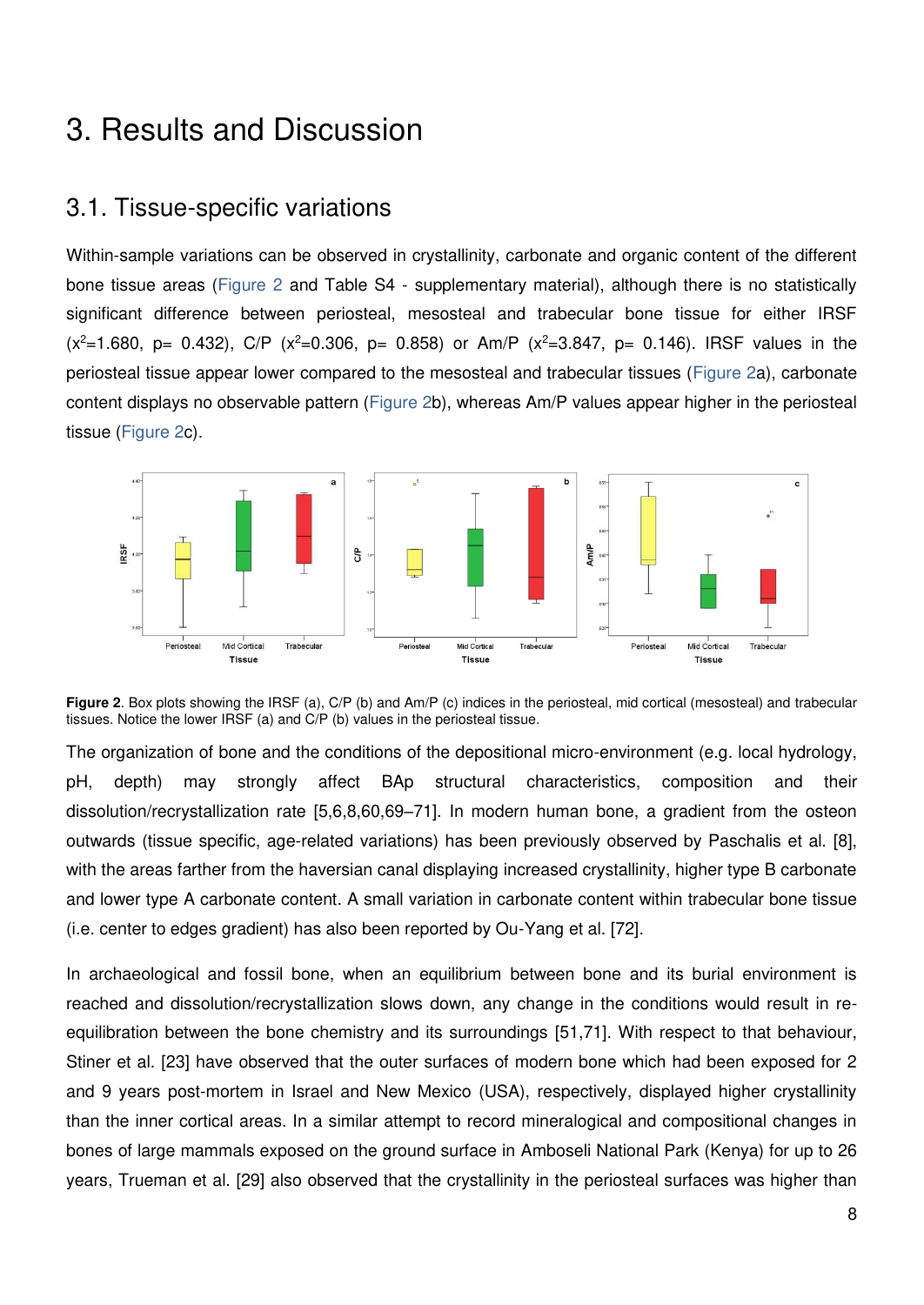# 3. Results and Discussion

## 3.1. Tissue-specific variations

Within-sample variations can be observed in crystallinity, carbonate and organic content of the different bone tissue areas (Figure 2 and Table S4 - supplementary material), although there is no statistically significant difference between periosteal, mesosteal and trabecular bone tissue for either IRSF ($x^2$=1.680, p= 0.432), C/P ($x^2$=0.306, p= 0.858) or Am/P ($x^2$=3.847, p= 0.146). IRSF values in the periosteal tissue appear lower compared to the mesosteal and trabecular tissues (Figure 2a), carbonate content displays no observable pattern (Figure 2b), whereas Am/P values appear higher in the periosteal tissue (Figure 2c).

**Figure 2**. Box plots showing the IRSF (a), C/P (b) and Am/P (c) indices in the periosteal, mid cortical (mesosteal) and trabecular tissues. Notice the lower IRSF (a) and C/P (b) values in the periosteal tissue.

The organization of bone and the conditions of the depositional micro-environment (e.g. local hydrology, pH, depth) may strongly affect BAp structural characteristics, composition and their dissolution/recrystallization rate [5,6,8,60,69–71]. In modern human bone, a gradient from the osteon outwards (tissue specific, age-related variations) has been previously observed by Paschalis et al. [8], with the areas farther from the haversian canal displaying increased crystallinity, higher type B carbonate and lower type A carbonate content. A small variation in carbonate content within trabecular bone tissue (i.e. center to edges gradient) has also been reported by Ou-Yang et al. [72].

In archaeological and fossil bone, when an equilibrium between bone and its burial environment is reached and dissolution/recrystallization slows down, any change in the conditions would result in re-equilibration between the bone chemistry and its surroundings [51,71]. With respect to that behaviour, Stiner et al. [23] have observed that the outer surfaces of modern bone which had been exposed for 2 and 9 years post-mortem in Israel and New Mexico (USA), respectively, displayed higher crystallinity than the inner cortical areas. In a similar attempt to record mineralogical and compositional changes in bones of large mammals exposed on the ground surface in Amboseli National Park (Kenya) for up to 26 years, Trueman et al. [29] also observed that the crystallinity in the periosteal surfaces was higher than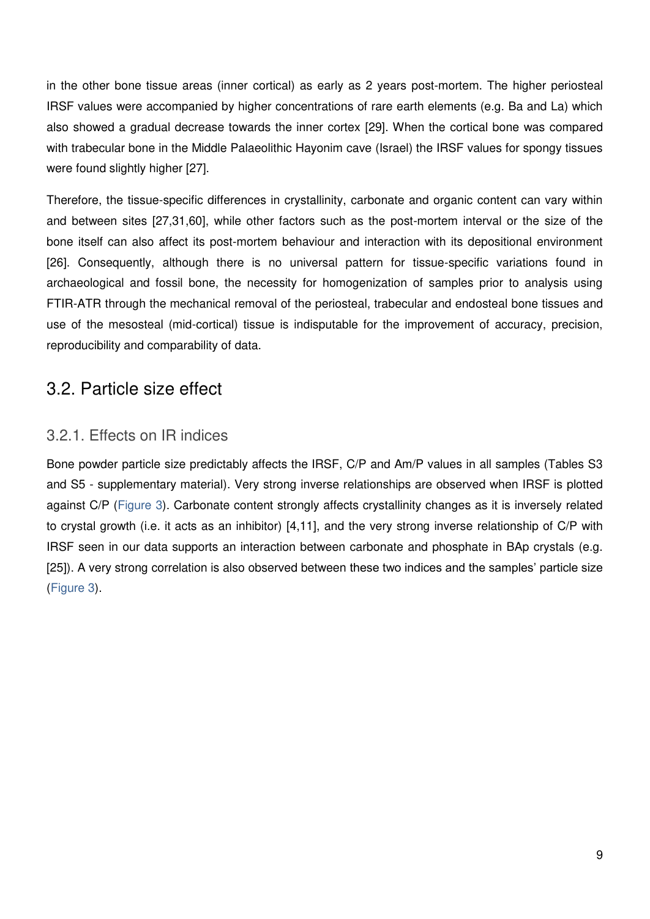in the other bone tissue areas (inner cortical) as early as 2 years post-mortem. The higher periosteal IRSF values were accompanied by higher concentrations of rare earth elements (e.g. Ba and La) which also showed a gradual decrease towards the inner cortex [29]. When the cortical bone was compared with trabecular bone in the Middle Palaeolithic Hayonim cave (Israel) the IRSF values for spongy tissues were found slightly higher [27].

Therefore, the tissue-specific differences in crystallinity, carbonate and organic content can vary within and between sites [27,31,60], while other factors such as the post-mortem interval or the size of the bone itself can also affect its post-mortem behaviour and interaction with its depositional environment [26]. Consequently, although there is no universal pattern for tissue-specific variations found in archaeological and fossil bone, the necessity for homogenization of samples prior to analysis using FTIR-ATR through the mechanical removal of the periosteal, trabecular and endosteal bone tissues and use of the mesosteal (mid-cortical) tissue is indisputable for the improvement of accuracy, precision, reproducibility and comparability of data.

## 3.2. Particle size effect

### 3.2.1. Effects on IR indices

Bone powder particle size predictably affects the IRSF, C/P and Am/P values in all samples (Tables S3 and S5 - supplementary material). Very strong inverse relationships are observed when IRSF is plotted against C/P (Figure 3). Carbonate content strongly affects crystallinity changes as it is inversely related to crystal growth (i.e. it acts as an inhibitor) [4,11], and the very strong inverse relationship of C/P with IRSF seen in our data supports an interaction between carbonate and phosphate in BAp crystals (e.g. [25]). A very strong correlation is also observed between these two indices and the samples' particle size (Figure 3).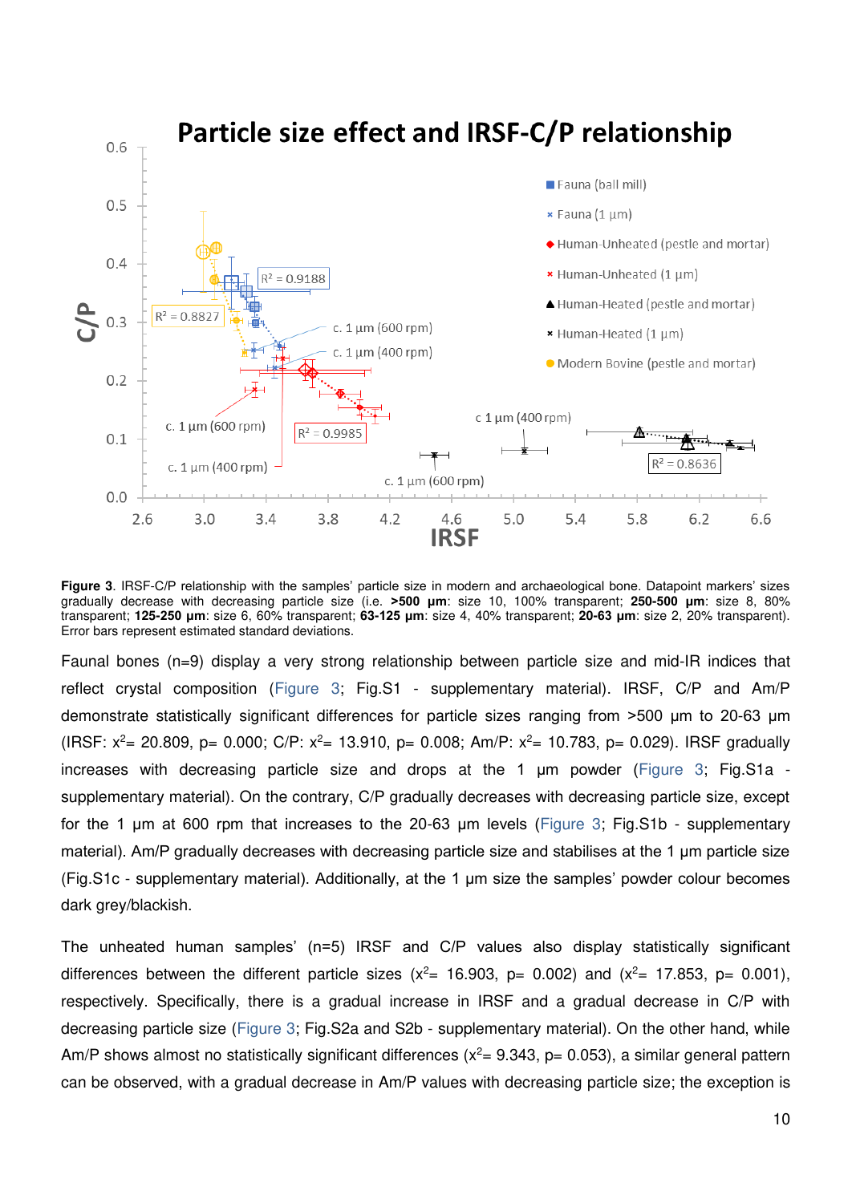**Figure 3**. IRSF-C/P relationship with the samples' particle size in modern and archaeological bone. Datapoint markers' sizes gradually decrease with decreasing particle size (i.e. **>500 µm**: size 10, 100% transparent; **250-500 µm**: size 8, 80% transparent; **125-250 µm**: size 6, 60% transparent; **63-125 µm**: size 4, 40% transparent; **20-63 µm**: size 2, 20% transparent). Error bars represent estimated standard deviations.

Faunal bones (n=9) display a very strong relationship between particle size and mid-IR indices that reflect crystal composition (Figure 3; Fig.S1 - supplementary material). IRSF, C/P and Am/P demonstrate statistically significant differences for particle sizes ranging from >500 µm to 20-63 µm (IRSF: $x^2$= 20.809, p= 0.000; C/P: $x^2$= 13.910, p= 0.008; Am/P: $x^2$= 10.783, p= 0.029). IRSF gradually increases with decreasing particle size and drops at the 1 µm powder (Figure 3; Fig.S1a - supplementary material). On the contrary, C/P gradually decreases with decreasing particle size, except for the 1 µm at 600 rpm that increases to the 20-63 µm levels (Figure 3; Fig.S1b - supplementary material). Am/P gradually decreases with decreasing particle size and stabilises at the 1 µm particle size (Fig.S1c - supplementary material). Additionally, at the 1 µm size the samples' powder colour becomes dark grey/blackish.

The unheated human samples' (n=5) IRSF and C/P values also display statistically significant differences between the different particle sizes ($x^2$= 16.903, p= 0.002) and ($x^2$= 17.853, p= 0.001), respectively. Specifically, there is a gradual increase in IRSF and a gradual decrease in C/P with decreasing particle size (Figure 3; Fig.S2a and S2b - supplementary material). On the other hand, while Am/P shows almost no statistically significant differences ($x^2$= 9.343, p= 0.053), a similar general pattern can be observed, with a gradual decrease in Am/P values with decreasing particle size; the exception is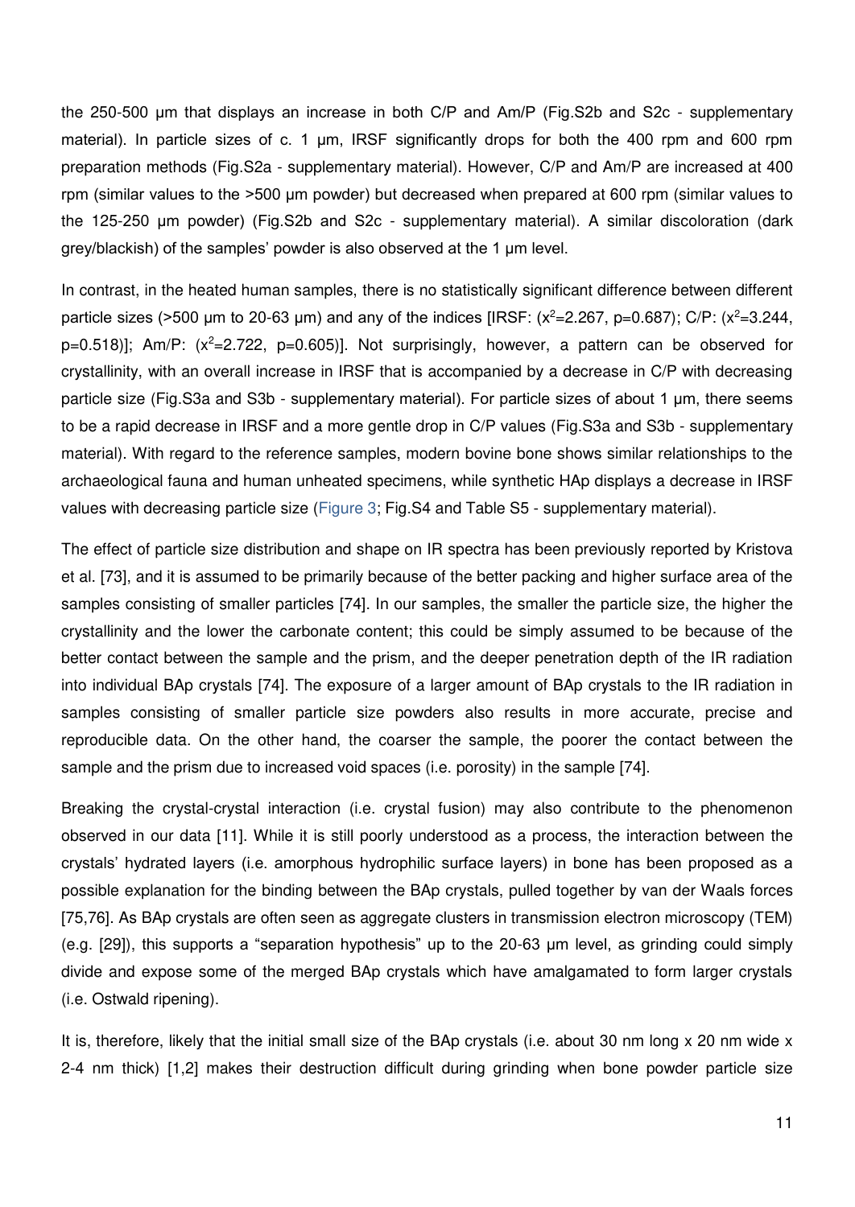the 250-500 μm that displays an increase in both C/P and Am/P (Fig.S2b and S2c - supplementary material). In particle sizes of c. 1 μm, IRSF significantly drops for both the 400 rpm and 600 rpm preparation methods (Fig.S2a - supplementary material). However, C/P and Am/P are increased at 400 rpm (similar values to the >500 μm powder) but decreased when prepared at 600 rpm (similar values to the 125-250 μm powder) (Fig.S2b and S2c - supplementary material). A similar discoloration (dark grey/blackish) of the samples' powder is also observed at the 1 μm level.

In contrast, in the heated human samples, there is no statistically significant difference between different particle sizes (>500 μm to 20-63 μm) and any of the indices [IRSF: ($x^2$=2.267, p=0.687); C/P: ($x^2$=3.244, p=0.518)]; Am/P: ($x^2$=2.722, p=0.605)]. Not surprisingly, however, a pattern can be observed for crystallinity, with an overall increase in IRSF that is accompanied by a decrease in C/P with decreasing particle size (Fig.S3a and S3b - supplementary material). For particle sizes of about 1 μm, there seems to be a rapid decrease in IRSF and a more gentle drop in C/P values (Fig.S3a and S3b - supplementary material). With regard to the reference samples, modern bovine bone shows similar relationships to the archaeological fauna and human unheated specimens, while synthetic HAp displays a decrease in IRSF values with decreasing particle size (Figure 3; Fig.S4 and Table S5 - supplementary material).

The effect of particle size distribution and shape on IR spectra has been previously reported by Kristova et al. [73], and it is assumed to be primarily because of the better packing and higher surface area of the samples consisting of smaller particles [74]. In our samples, the smaller the particle size, the higher the crystallinity and the lower the carbonate content; this could be simply assumed to be because of the better contact between the sample and the prism, and the deeper penetration depth of the IR radiation into individual BAp crystals [74]. The exposure of a larger amount of BAp crystals to the IR radiation in samples consisting of smaller particle size powders also results in more accurate, precise and reproducible data. On the other hand, the coarser the sample, the poorer the contact between the sample and the prism due to increased void spaces (i.e. porosity) in the sample [74].

Breaking the crystal-crystal interaction (i.e. crystal fusion) may also contribute to the phenomenon observed in our data [11]. While it is still poorly understood as a process, the interaction between the crystals' hydrated layers (i.e. amorphous hydrophilic surface layers) in bone has been proposed as a possible explanation for the binding between the BAp crystals, pulled together by van der Waals forces [75,76]. As BAp crystals are often seen as aggregate clusters in transmission electron microscopy (TEM) (e.g. [29]), this supports a "separation hypothesis" up to the 20-63 μm level, as grinding could simply divide and expose some of the merged BAp crystals which have amalgamated to form larger crystals (i.e. Ostwald ripening).

It is, therefore, likely that the initial small size of the BAp crystals (i.e. about 30 nm long x 20 nm wide x 2-4 nm thick) [1,2] makes their destruction difficult during grinding when bone powder particle size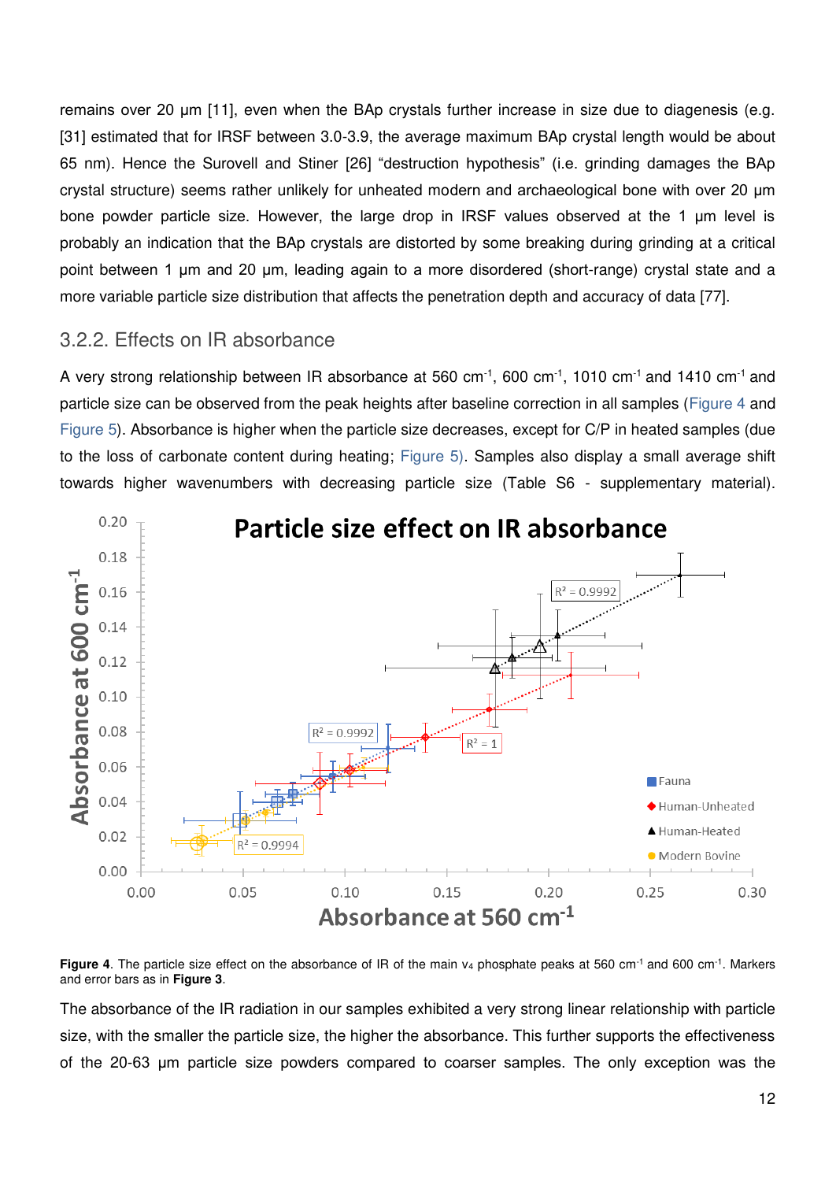remains over 20 μm [11], even when the BAp crystals further increase in size due to diagenesis (e.g. [31] estimated that for IRSF between 3.0-3.9, the average maximum BAp crystal length would be about 65 nm). Hence the Surovell and Stiner [26] "destruction hypothesis" (i.e. grinding damages the BAp crystal structure) seems rather unlikely for unheated modern and archaeological bone with over 20 μm bone powder particle size. However, the large drop in IRSF values observed at the 1 μm level is probably an indication that the BAp crystals are distorted by some breaking during grinding at a critical point between 1 μm and 20 μm, leading again to a more disordered (short-range) crystal state and a more variable particle size distribution that affects the penetration depth and accuracy of data [77].

### 3.2.2. Effects on IR absorbance

A very strong relationship between IR absorbance at 560 $cm^{-1}$, 600 $cm^{-1}$, 1010 $cm^{-1}$ and 1410 $cm^{-1}$ and particle size can be observed from the peak heights after baseline correction in all samples (Figure 4 and Figure 5). Absorbance is higher when the particle size decreases, except for C/P in heated samples (due to the loss of carbonate content during heating; Figure 5). Samples also display a small average shift towards higher wavenumbers with decreasing particle size (Table S6 - supplementary material).

**Figure 4**. The particle size effect on the absorbance of IR of the main $\nu_4$ phosphate peaks at 560 $cm^{-1}$ and 600 $cm^{-1}$. Markers and error bars as in **Figure 3**.

The absorbance of the IR radiation in our samples exhibited a very strong linear relationship with particle size, with the smaller the particle size, the higher the absorbance. This further supports the effectiveness of the 20-63 μm particle size powders compared to coarser samples. The only exception was the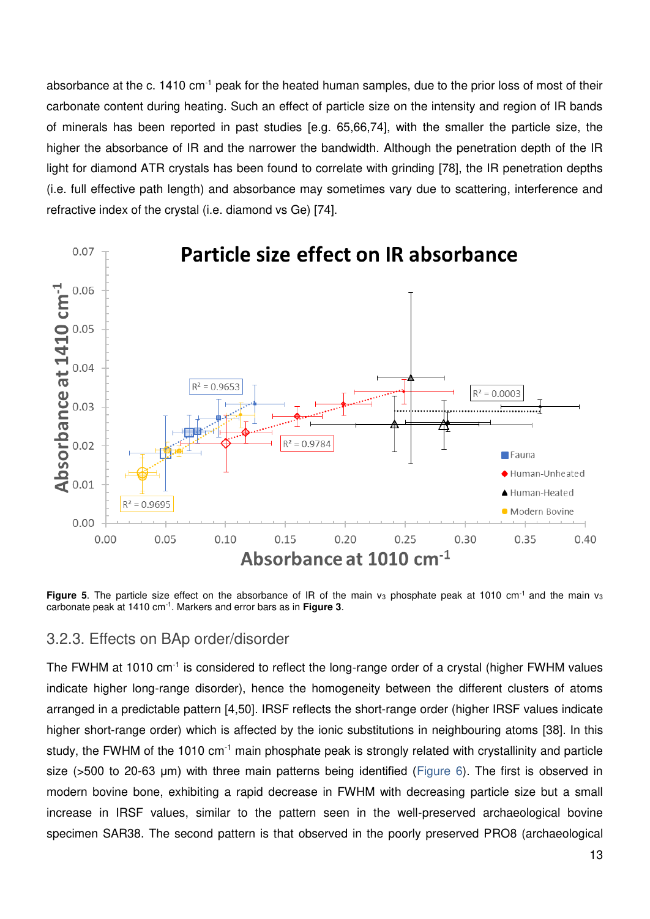absorbance at the c. 1410 $cm^{-1}$ peak for the heated human samples, due to the prior loss of most of their carbonate content during heating. Such an effect of particle size on the intensity and region of IR bands of minerals has been reported in past studies [e.g. 65,66,74], with the smaller the particle size, the higher the absorbance of IR and the narrower the bandwidth. Although the penetration depth of the IR light for diamond ATR crystals has been found to correlate with grinding [78], the IR penetration depths (i.e. full effective path length) and absorbance may sometimes vary due to scattering, interference and refractive index of the crystal (i.e. diamond vs Ge) [74].

**Figure 5**. The particle size effect on the absorbance of IR of the main $v_3$ phosphate peak at 1010 $cm^{-1}$ and the main $v_3$ carbonate peak at 1410 $cm^{-1}$. Markers and error bars as in **Figure 3**.

### 3.2.3. Effects on BAp order/disorder

The FWHM at 1010 $cm^{-1}$ is considered to reflect the long-range order of a crystal (higher FWHM values indicate higher long-range disorder), hence the homogeneity between the different clusters of atoms arranged in a predictable pattern [4,50]. IRSF reflects the short-range order (higher IRSF values indicate higher short-range order) which is affected by the ionic substitutions in neighbouring atoms [38]. In this study, the FWHM of the 1010 $cm^{-1}$ main phosphate peak is strongly related with crystallinity and particle size (>500 to 20-63 μm) with three main patterns being identified (Figure 6). The first is observed in modern bovine bone, exhibiting a rapid decrease in FWHM with decreasing particle size but a small increase in IRSF values, similar to the pattern seen in the well-preserved archaeological bovine specimen SAR38. The second pattern is that observed in the poorly preserved PRO8 (archaeological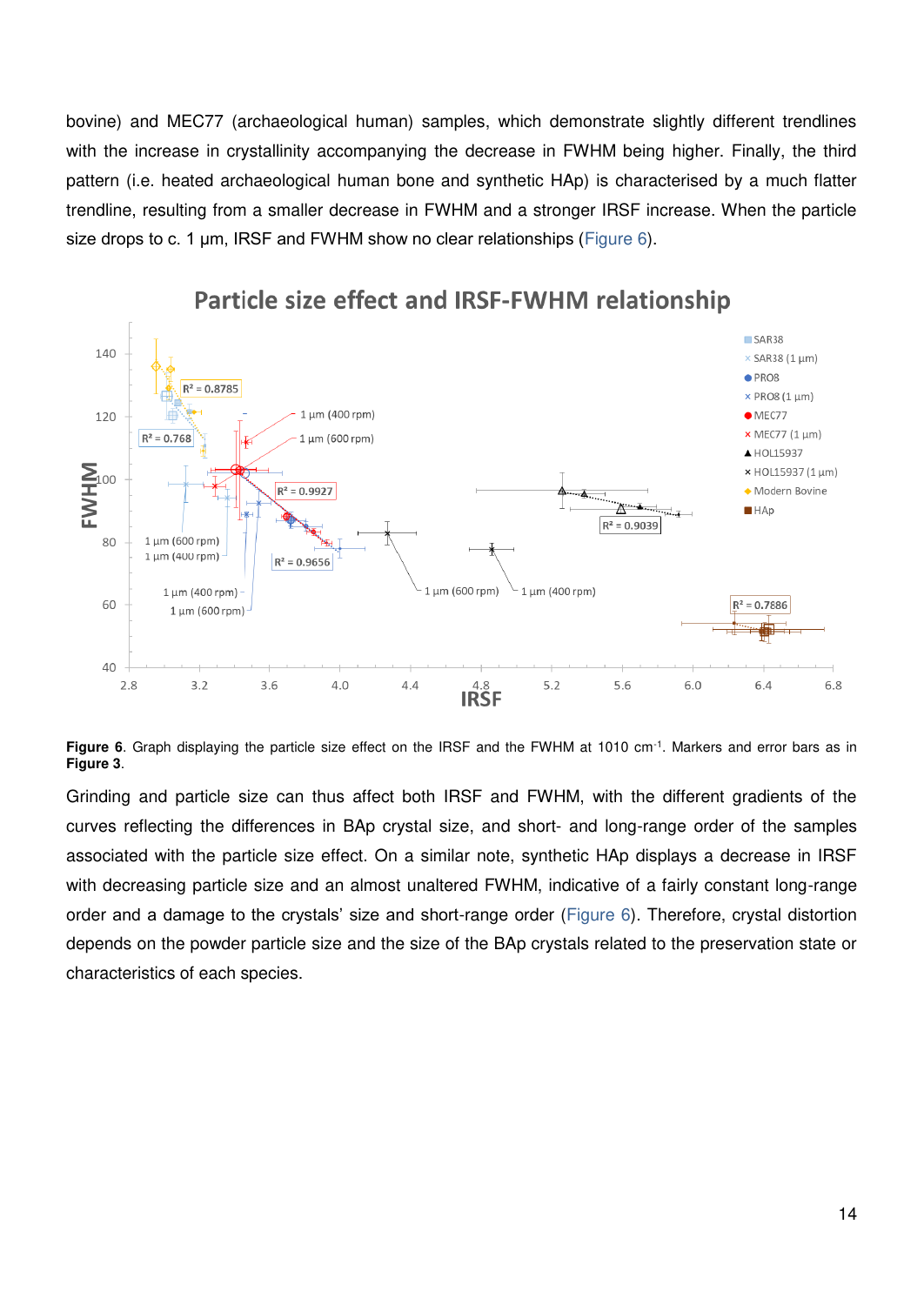bovine) and MEC77 (archaeological human) samples, which demonstrate slightly different trendlines with the increase in crystallinity accompanying the decrease in FWHM being higher. Finally, the third pattern (i.e. heated archaeological human bone and synthetic HAp) is characterised by a much flatter trendline, resulting from a smaller decrease in FWHM and a stronger IRSF increase. When the particle size drops to c. 1 μm, IRSF and FWHM show no clear relationships (Figure 6).

**Figure 6**. Graph displaying the particle size effect on the IRSF and the FWHM at 1010 cm$^{-1}$. Markers and error bars as in **Figure 3**.

Grinding and particle size can thus affect both IRSF and FWHM, with the different gradients of the curves reflecting the differences in BAp crystal size, and short- and long-range order of the samples associated with the particle size effect. On a similar note, synthetic HAp displays a decrease in IRSF with decreasing particle size and an almost unaltered FWHM, indicative of a fairly constant long-range order and a damage to the crystals' size and short-range order (Figure 6). Therefore, crystal distortion depends on the powder particle size and the size of the BAp crystals related to the preservation state or characteristics of each species.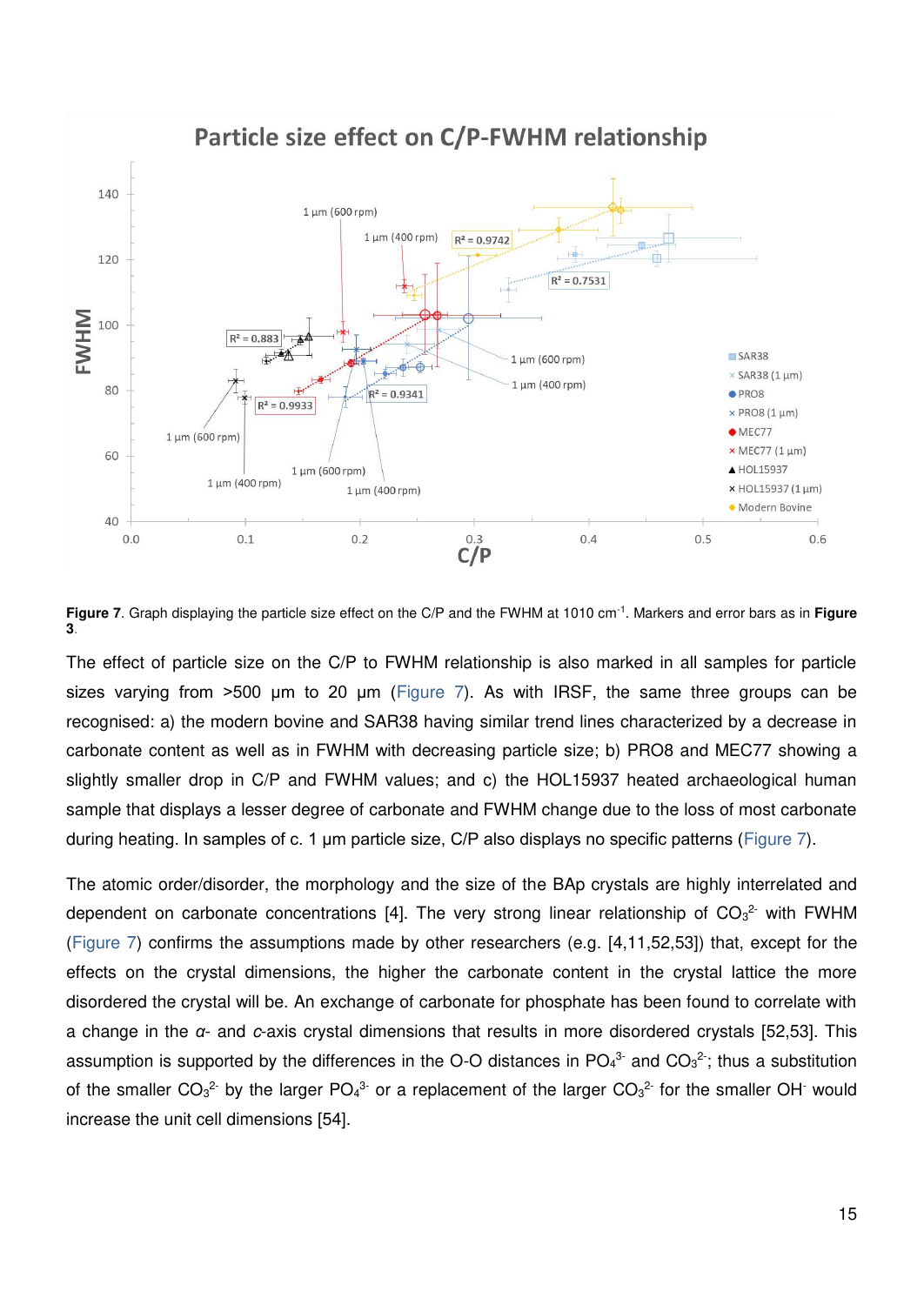**Figure 7**. Graph displaying the particle size effect on the C/P and the FWHM at 1010 cm$^{-1}$. Markers and error bars as in **Figure 3**.

The effect of particle size on the C/P to FWHM relationship is also marked in all samples for particle sizes varying from >500 µm to 20 µm (Figure 7). As with IRSF, the same three groups can be recognised: a) the modern bovine and SAR38 having similar trend lines characterized by a decrease in carbonate content as well as in FWHM with decreasing particle size; b) PRO8 and MEC77 showing a slightly smaller drop in C/P and FWHM values; and c) the HOL15937 heated archaeological human sample that displays a lesser degree of carbonate and FWHM change due to the loss of most carbonate during heating. In samples of c. 1 µm particle size, C/P also displays no specific patterns (Figure 7).

The atomic order/disorder, the morphology and the size of the BAp crystals are highly interrelated and dependent on carbonate concentrations [4]. The very strong linear relationship of $CO_3^{2-}$ with FWHM (Figure 7) confirms the assumptions made by other researchers (e.g. [4,11,52,53]) that, except for the effects on the crystal dimensions, the higher the carbonate content in the crystal lattice the more disordered the crystal will be. An exchange of carbonate for phosphate has been found to correlate with a change in the *a*- and *c*-axis crystal dimensions that results in more disordered crystals [52,53]. This assumption is supported by the differences in the O-O distances in $PO_4^{3-}$ and $CO_3^{2-}$; thus a substitution of the smaller $CO_3^{2-}$ by the larger $PO_4^{3-}$ or a replacement of the larger $CO_3^{2-}$ for the smaller $OH^-$ would increase the unit cell dimensions [54].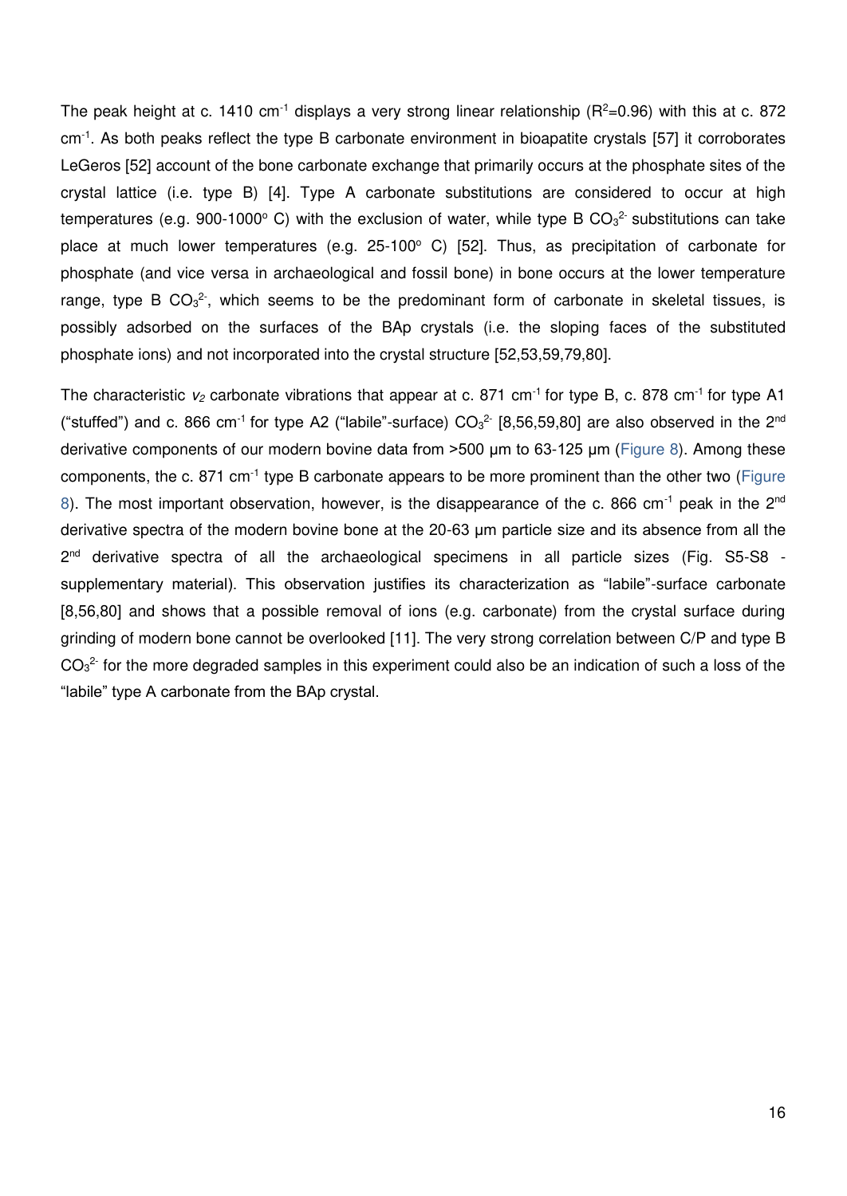The peak height at c. 1410 cm$^{-1}$ displays a very strong linear relationship ($R^2$=0.96) with this at c. 872 cm$^{-1}$. As both peaks reflect the type B carbonate environment in bioapatite crystals [57] it corroborates LeGeros [52] account of the bone carbonate exchange that primarily occurs at the phosphate sites of the crystal lattice (i.e. type B) [4]. Type A carbonate substitutions are considered to occur at high temperatures (e.g. 900-1000° C) with the exclusion of water, while type B $CO_3^{2-}$ substitutions can take place at much lower temperatures (e.g. 25-100° C) [52]. Thus, as precipitation of carbonate for phosphate (and vice versa in archaeological and fossil bone) in bone occurs at the lower temperature range, type B $CO_3^{2-}$, which seems to be the predominant form of carbonate in skeletal tissues, is possibly adsorbed on the surfaces of the BAp crystals (i.e. the sloping faces of the substituted phosphate ions) and not incorporated into the crystal structure [52,53,59,79,80].

The characteristic $v_2$ carbonate vibrations that appear at c. 871 cm$^{-1}$ for type B, c. 878 cm$^{-1}$ for type A1 ("stuffed") and c. 866 cm$^{-1}$ for type A2 ("labile"-surface) $CO_3^{2-}$ [8,56,59,80] are also observed in the 2$^{nd}$ derivative components of our modern bovine data from >500 μm to 63-125 μm (Figure 8). Among these components, the c. 871 cm$^{-1}$ type B carbonate appears to be more prominent than the other two (Figure 8). The most important observation, however, is the disappearance of the c. 866 cm$^{-1}$ peak in the 2$^{nd}$ derivative spectra of the modern bovine bone at the 20-63 μm particle size and its absence from all the 2$^{nd}$ derivative spectra of all the archaeological specimens in all particle sizes (Fig. S5-S8 - supplementary material). This observation justifies its characterization as "labile"-surface carbonate [8,56,80] and shows that a possible removal of ions (e.g. carbonate) from the crystal surface during grinding of modern bone cannot be overlooked [11]. The very strong correlation between C/P and type B $CO_3^{2-}$ for the more degraded samples in this experiment could also be an indication of such a loss of the "labile" type A carbonate from the BAp crystal.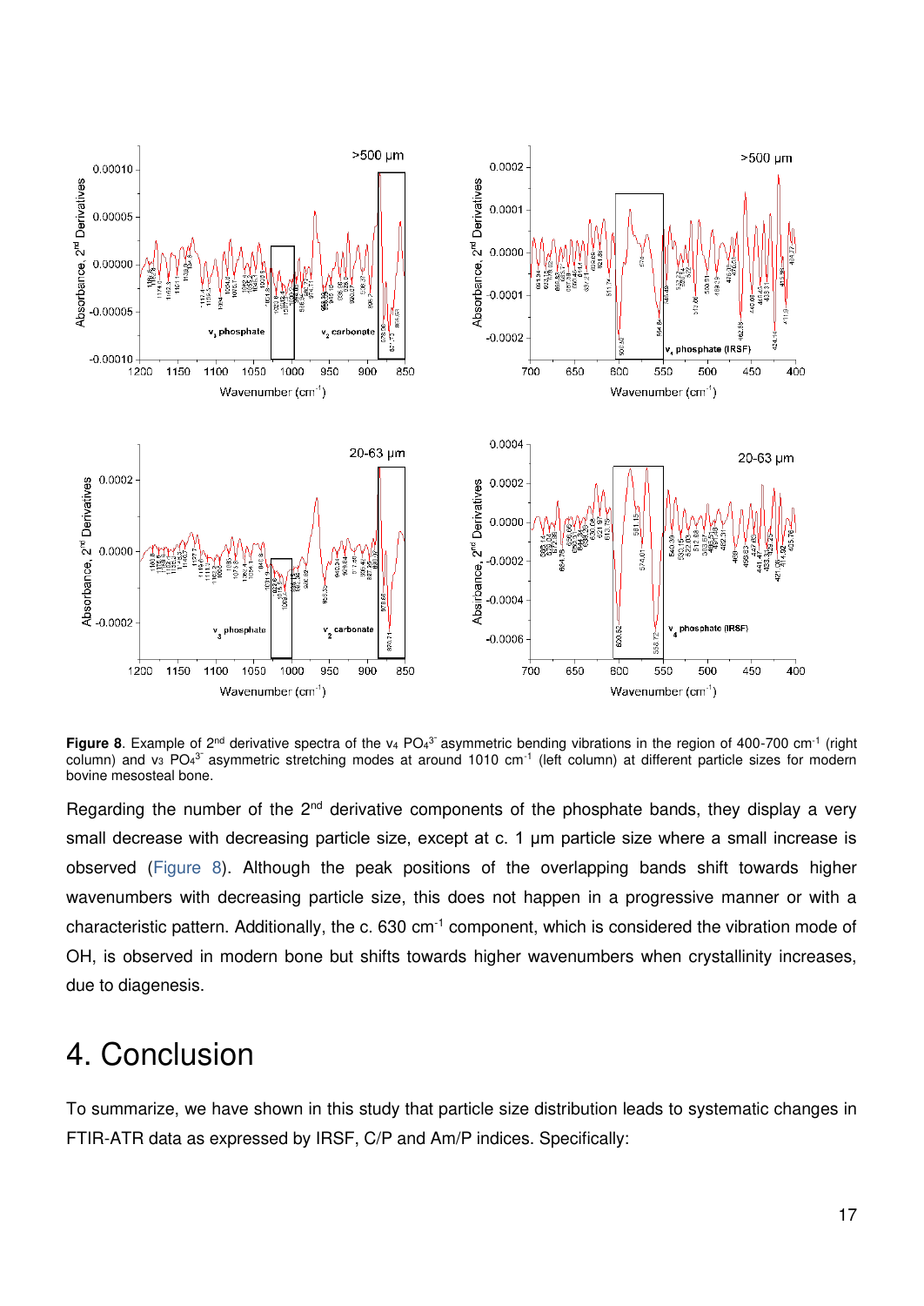**Figure 8**. Example of 2[nd] derivative spectra of the $\nu_4$ $PO_4^{3-}$ asymmetric bending vibrations in the region of 400-700 cm$^{-1}$ (right column) and $\nu_3$ $PO_4^{3-}$ asymmetric stretching modes at around 1010 cm$^{-1}$ (left column) at different particle sizes for modern bovine mesosteal bone.

Regarding the number of the 2[nd] derivative components of the phosphate bands, they display a very small decrease with decreasing particle size, except at c. 1 μm particle size where a small increase is observed (Figure 8). Although the peak positions of the overlapping bands shift towards higher wavenumbers with decreasing particle size, this does not happen in a progressive manner or with a characteristic pattern. Additionally, the c. 630 cm$^{-1}$ component, which is considered the vibration mode of OH, is observed in modern bone but shifts towards higher wavenumbers when crystallinity increases, due to diagenesis.

# 4. Conclusion

To summarize, we have shown in this study that particle size distribution leads to systematic changes in FTIR-ATR data as expressed by IRSF, C/P and Am/P indices. Specifically: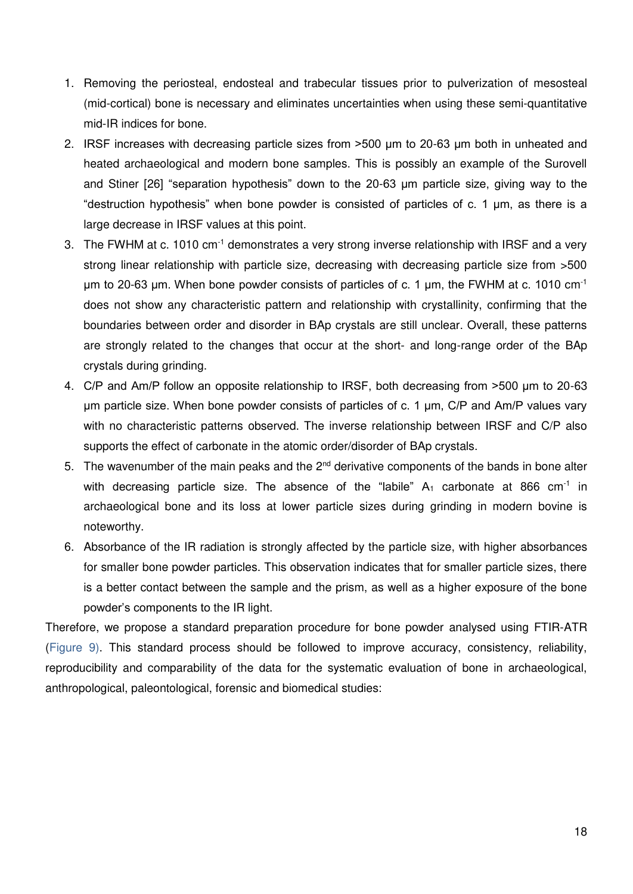1. Removing the periosteal, endosteal and trabecular tissues prior to pulverization of mesosteal (mid-cortical) bone is necessary and eliminates uncertainties when using these semi-quantitative mid-IR indices for bone.
2. IRSF increases with decreasing particle sizes from >500 μm to 20-63 μm both in unheated and heated archaeological and modern bone samples. This is possibly an example of the Surovell and Stiner [26] "separation hypothesis" down to the 20-63 μm particle size, giving way to the "destruction hypothesis" when bone powder is consisted of particles of c. 1 μm, as there is a large decrease in IRSF values at this point.
3. The FWHM at c. 1010 $cm^{-1}$ demonstrates a very strong inverse relationship with IRSF and a very strong linear relationship with particle size, decreasing with decreasing particle size from >500 μm to 20-63 μm. When bone powder consists of particles of c. 1 μm, the FWHM at c. 1010 $cm^{-1}$ does not show any characteristic pattern and relationship with crystallinity, confirming that the boundaries between order and disorder in BAp crystals are still unclear. Overall, these patterns are strongly related to the changes that occur at the short- and long-range order of the BAp crystals during grinding.
4. C/P and Am/P follow an opposite relationship to IRSF, both decreasing from >500 μm to 20-63 μm particle size. When bone powder consists of particles of c. 1 μm, C/P and Am/P values vary with no characteristic patterns observed. The inverse relationship between IRSF and C/P also supports the effect of carbonate in the atomic order/disorder of BAp crystals.
5. The wavenumber of the main peaks and the 2nd derivative components of the bands in bone alter with decreasing particle size. The absence of the "labile" $A_1$ carbonate at 866 $cm^{-1}$ in archaeological bone and its loss at lower particle sizes during grinding in modern bovine is noteworthy.
6. Absorbance of the IR radiation is strongly affected by the particle size, with higher absorbances for smaller bone powder particles. This observation indicates that for smaller particle sizes, there is a better contact between the sample and the prism, as well as a higher exposure of the bone powder's components to the IR light.

Therefore, we propose a standard preparation procedure for bone powder analysed using FTIR-ATR (Figure 9). This standard process should be followed to improve accuracy, consistency, reliability, reproducibility and comparability of the data for the systematic evaluation of bone in archaeological, anthropological, paleontological, forensic and biomedical studies: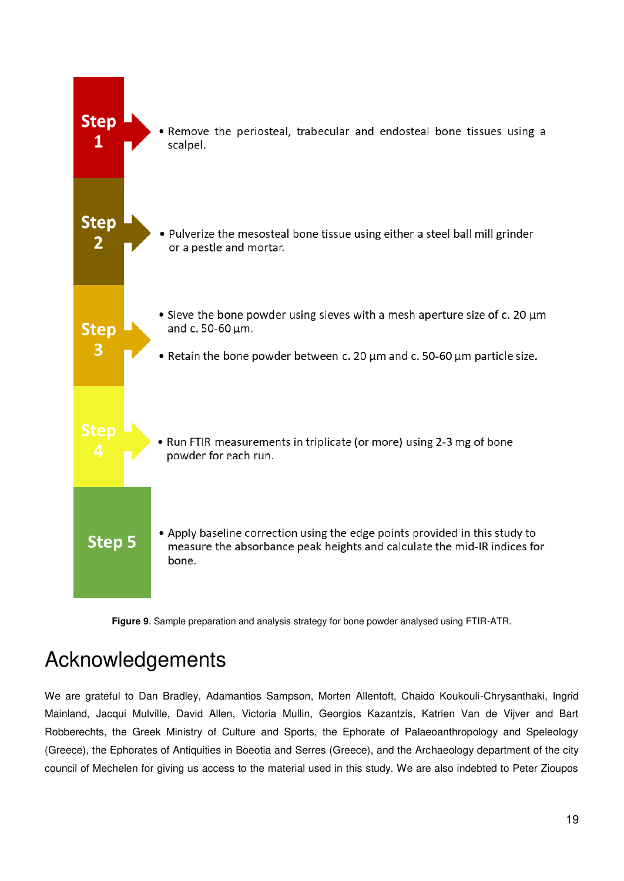**Step 1**

- Remove the periosteal, trabecular and endosteal bone tissues using a scalpel.

**Step 2**

- Pulverize the mesosteal bone tissue using either a steel ball mill grinder or a pestle and mortar.

**Step 3**

- Sieve the bone powder using sieves with a mesh aperture size of c. 20 μm and c. 50-60 μm.
- Retain the bone powder between c. 20 μm and c. 50-60 μm particle size.

**Step 4**

- Run FTIR measurements in triplicate (or more) using 2-3 mg of bone powder for each run.

**Step 5**

- Apply baseline correction using the edge points provided in this study to measure the absorbance peak heights and calculate the mid-IR indices for bone.

**Figure 9**. Sample preparation and analysis strategy for bone powder analysed using FTIR-ATR.

# Acknowledgements

We are grateful to Dan Bradley, Adamantios Sampson, Morten Allentoft, Chaido Koukouli-Chrysanthaki, Ingrid Mainland, Jacqui Mulville, David Allen, Victoria Mullin, Georgios Kazantzis, Katrien Van de Vijver and Bart Robberechts, the Greek Ministry of Culture and Sports, the Ephorate of Palaeoanthropology and Speleology (Greece), the Ephorates of Antiquities in Boeotia and Serres (Greece), and the Archaeology department of the city council of Mechelen for giving us access to the material used in this study. We are also indebted to Peter Zioupos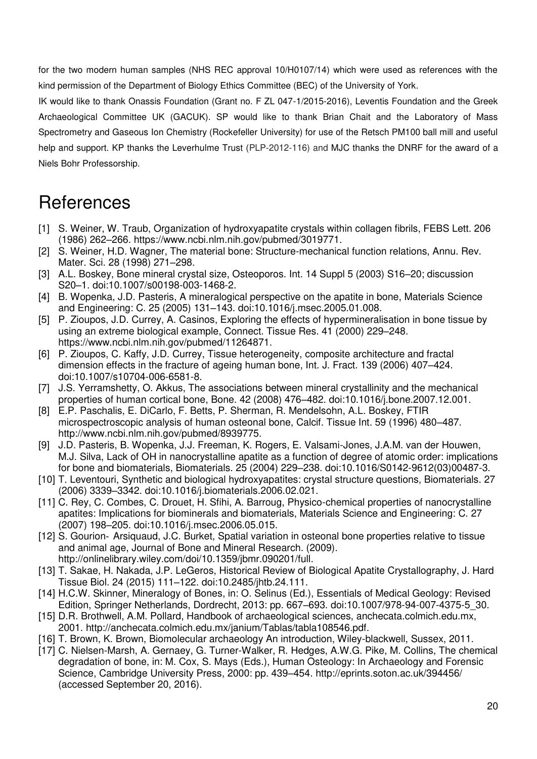for the two modern human samples (NHS REC approval 10/H0107/14) which were used as references with the kind permission of the Department of Biology Ethics Committee (BEC) of the University of York.

IK would like to thank Onassis Foundation (Grant no. F ZL 047-1/2015-2016), Leventis Foundation and the Greek Archaeological Committee UK (GACUK). SP would like to thank Brian Chait and the Laboratory of Mass Spectrometry and Gaseous Ion Chemistry (Rockefeller University) for use of the Retsch PM100 ball mill and useful help and support. KP thanks the Leverhulme Trust (PLP-2012-116) and MJC thanks the DNRF for the award of a Niels Bohr Professorship.

# References

[1] S. Weiner, W. Traub, Organization of hydroxyapatite crystals within collagen fibrils, FEBS Lett. 206 (1986) 262–266. https://www.ncbi.nlm.nih.gov/pubmed/3019771.

[2] S. Weiner, H.D. Wagner, The material bone: Structure-mechanical function relations, Annu. Rev. Mater. Sci. 28 (1998) 271–298.

[3] A.L. Boskey, Bone mineral crystal size, Osteoporos. Int. 14 Suppl 5 (2003) S16–20; discussion S20–1. doi:10.1007/s00198-003-1468-2.

[4] B. Wopenka, J.D. Pasteris, A mineralogical perspective on the apatite in bone, Materials Science and Engineering: C. 25 (2005) 131–143. doi:10.1016/j.msec.2005.01.008.

[5] P. Zioupos, J.D. Currey, A. Casinos, Exploring the effects of hypermineralisation in bone tissue by using an extreme biological example, Connect. Tissue Res. 41 (2000) 229–248. https://www.ncbi.nlm.nih.gov/pubmed/11264871.

[6] P. Zioupos, C. Kaffy, J.D. Currey, Tissue heterogeneity, composite architecture and fractal dimension effects in the fracture of ageing human bone, Int. J. Fract. 139 (2006) 407–424. doi:10.1007/s10704-006-6581-8.

[7] J.S. Yerramshetty, O. Akkus, The associations between mineral crystallinity and the mechanical properties of human cortical bone, Bone. 42 (2008) 476–482. doi:10.1016/j.bone.2007.12.001.

[8] E.P. Paschalis, E. DiCarlo, F. Betts, P. Sherman, R. Mendelsohn, A.L. Boskey, FTIR microspectroscopic analysis of human osteonal bone, Calcif. Tissue Int. 59 (1996) 480–487. http://www.ncbi.nlm.nih.gov/pubmed/8939775.

[9] J.D. Pasteris, B. Wopenka, J.J. Freeman, K. Rogers, E. Valsami-Jones, J.A.M. van der Houwen, M.J. Silva, Lack of OH in nanocrystalline apatite as a function of degree of atomic order: implications for bone and biomaterials, Biomaterials. 25 (2004) 229–238. doi:10.1016/S0142-9612(03)00487-3.

[10] T. Leventouri, Synthetic and biological hydroxyapatites: crystal structure questions, Biomaterials. 27 (2006) 3339–3342. doi:10.1016/j.biomaterials.2006.02.021.

[11] C. Rey, C. Combes, C. Drouet, H. Sfihi, A. Barroug, Physico-chemical properties of nanocrystalline apatites: Implications for biominerals and biomaterials, Materials Science and Engineering: C. 27 (2007) 198–205. doi:10.1016/j.msec.2006.05.015.

[12] S. Gourion- Arsiquaud, J.C. Burket, Spatial variation in osteonal bone properties relative to tissue and animal age, Journal of Bone and Mineral Research. (2009). http://onlinelibrary.wiley.com/doi/10.1359/jbmr.090201/full.

[13] T. Sakae, H. Nakada, J.P. LeGeros, Historical Review of Biological Apatite Crystallography, J. Hard Tissue Biol. 24 (2015) 111–122. doi:10.2485/jhtb.24.111.

[14] H.C.W. Skinner, Mineralogy of Bones, in: O. Selinus (Ed.), Essentials of Medical Geology: Revised Edition, Springer Netherlands, Dordrecht, 2013: pp. 667–693. doi:10.1007/978-94-007-4375-5_30.

[15] D.R. Brothwell, A.M. Pollard, Handbook of archaeological sciences, anchecata.colmich.edu.mx, 2001. http://anchecata.colmich.edu.mx/janium/Tablas/tabla108546.pdf.

[16] T. Brown, K. Brown, Biomolecular archaeology An introduction, Wiley-blackwell, Sussex, 2011.

[17] C. Nielsen-Marsh, A. Gernaey, G. Turner-Walker, R. Hedges, A.W.G. Pike, M. Collins, The chemical degradation of bone, in: M. Cox, S. Mays (Eds.), Human Osteology: In Archaeology and Forensic Science, Cambridge University Press, 2000: pp. 439–454. http://eprints.soton.ac.uk/394456/ (accessed September 20, 2016).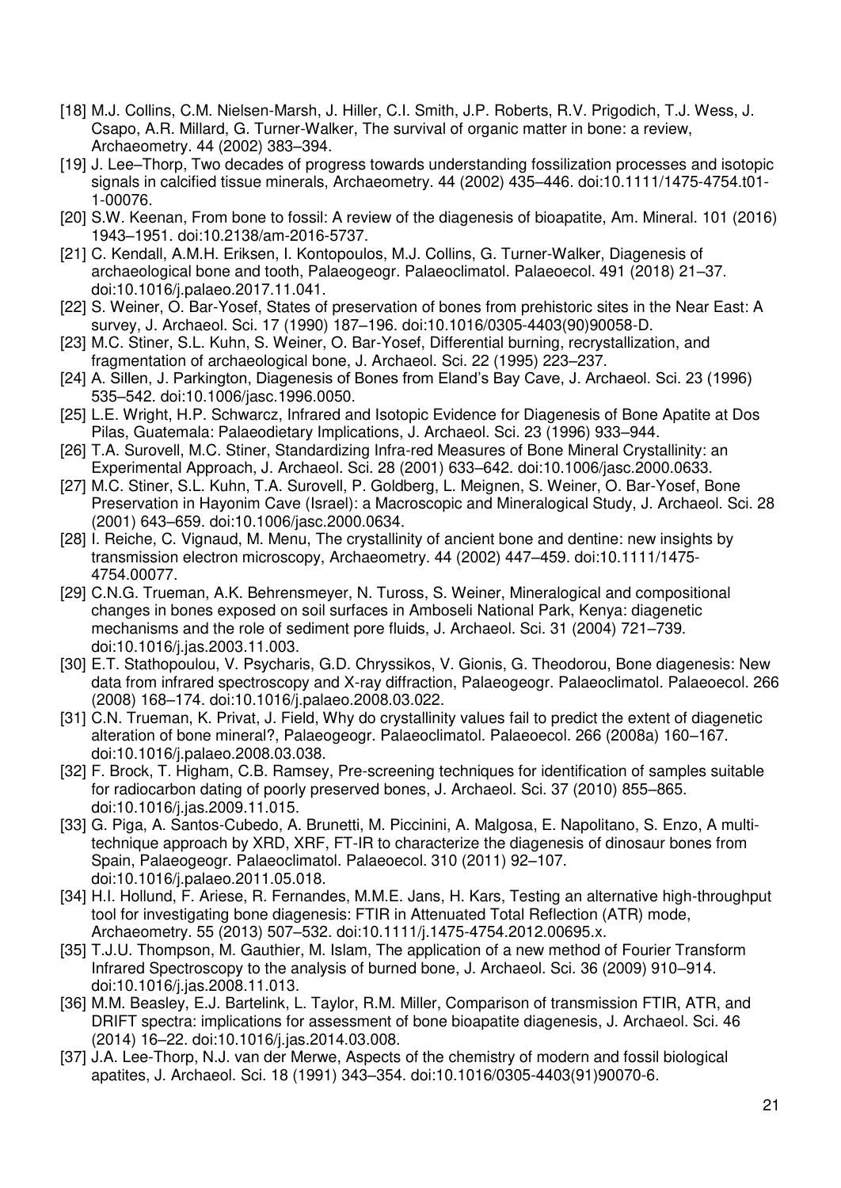[18] M.J. Collins, C.M. Nielsen-Marsh, J. Hiller, C.I. Smith, J.P. Roberts, R.V. Prigodich, T.J. Wess, J. Csapo, A.R. Millard, G. Turner-Walker, The survival of organic matter in bone: a review, Archaeometry. 44 (2002) 383–394.

[19] J. Lee–Thorp, Two decades of progress towards understanding fossilization processes and isotopic signals in calcified tissue minerals, Archaeometry. 44 (2002) 435–446. doi:10.1111/1475-4754.t01-1-00076.

[20] S.W. Keenan, From bone to fossil: A review of the diagenesis of bioapatite, Am. Mineral. 101 (2016) 1943–1951. doi:10.2138/am-2016-5737.

[21] C. Kendall, A.M.H. Eriksen, I. Kontopoulos, M.J. Collins, G. Turner-Walker, Diagenesis of archaeological bone and tooth, Palaeogeogr. Palaeoclimatol. Palaeoecol. 491 (2018) 21–37. doi:10.1016/j.palaeo.2017.11.041.

[22] S. Weiner, O. Bar-Yosef, States of preservation of bones from prehistoric sites in the Near East: A survey, J. Archaeol. Sci. 17 (1990) 187–196. doi:10.1016/0305-4403(90)90058-D.

[23] M.C. Stiner, S.L. Kuhn, S. Weiner, O. Bar-Yosef, Differential burning, recrystallization, and fragmentation of archaeological bone, J. Archaeol. Sci. 22 (1995) 223–237.

[24] A. Sillen, J. Parkington, Diagenesis of Bones from Eland's Bay Cave, J. Archaeol. Sci. 23 (1996) 535–542. doi:10.1006/jasc.1996.0050.

[25] L.E. Wright, H.P. Schwarcz, Infrared and Isotopic Evidence for Diagenesis of Bone Apatite at Dos Pilas, Guatemala: Palaeodietary Implications, J. Archaeol. Sci. 23 (1996) 933–944.

[26] T.A. Surovell, M.C. Stiner, Standardizing Infra-red Measures of Bone Mineral Crystallinity: an Experimental Approach, J. Archaeol. Sci. 28 (2001) 633–642. doi:10.1006/jasc.2000.0633.

[27] M.C. Stiner, S.L. Kuhn, T.A. Surovell, P. Goldberg, L. Meignen, S. Weiner, O. Bar-Yosef, Bone Preservation in Hayonim Cave (Israel): a Macroscopic and Mineralogical Study, J. Archaeol. Sci. 28 (2001) 643–659. doi:10.1006/jasc.2000.0634.

[28] I. Reiche, C. Vignaud, M. Menu, The crystallinity of ancient bone and dentine: new insights by transmission electron microscopy, Archaeometry. 44 (2002) 447–459. doi:10.1111/1475-4754.00077.

[29] C.N.G. Trueman, A.K. Behrensmeyer, N. Tuross, S. Weiner, Mineralogical and compositional changes in bones exposed on soil surfaces in Amboseli National Park, Kenya: diagenetic mechanisms and the role of sediment pore fluids, J. Archaeol. Sci. 31 (2004) 721–739. doi:10.1016/j.jas.2003.11.003.

[30] E.T. Stathopoulou, V. Psycharis, G.D. Chryssikos, V. Gionis, G. Theodorou, Bone diagenesis: New data from infrared spectroscopy and X-ray diffraction, Palaeogeogr. Palaeoclimatol. Palaeoecol. 266 (2008) 168–174. doi:10.1016/j.palaeo.2008.03.022.

[31] C.N. Trueman, K. Privat, J. Field, Why do crystallinity values fail to predict the extent of diagenetic alteration of bone mineral?, Palaeogeogr. Palaeoclimatol. Palaeoecol. 266 (2008a) 160–167. doi:10.1016/j.palaeo.2008.03.038.

[32] F. Brock, T. Higham, C.B. Ramsey, Pre-screening techniques for identification of samples suitable for radiocarbon dating of poorly preserved bones, J. Archaeol. Sci. 37 (2010) 855–865. doi:10.1016/j.jas.2009.11.015.

[33] G. Piga, A. Santos-Cubedo, A. Brunetti, M. Piccinini, A. Malgosa, E. Napolitano, S. Enzo, A multi-technique approach by XRD, XRF, FT-IR to characterize the diagenesis of dinosaur bones from Spain, Palaeogeogr. Palaeoclimatol. Palaeoecol. 310 (2011) 92–107. doi:10.1016/j.palaeo.2011.05.018.

[34] H.I. Hollund, F. Ariese, R. Fernandes, M.M.E. Jans, H. Kars, Testing an alternative high-throughput tool for investigating bone diagenesis: FTIR in Attenuated Total Reflection (ATR) mode, Archaeometry. 55 (2013) 507–532. doi:10.1111/j.1475-4754.2012.00695.x.

[35] T.J.U. Thompson, M. Gauthier, M. Islam, The application of a new method of Fourier Transform Infrared Spectroscopy to the analysis of burned bone, J. Archaeol. Sci. 36 (2009) 910–914. doi:10.1016/j.jas.2008.11.013.

[36] M.M. Beasley, E.J. Bartelink, L. Taylor, R.M. Miller, Comparison of transmission FTIR, ATR, and DRIFT spectra: implications for assessment of bone bioapatite diagenesis, J. Archaeol. Sci. 46 (2014) 16–22. doi:10.1016/j.jas.2014.03.008.

[37] J.A. Lee-Thorp, N.J. van der Merwe, Aspects of the chemistry of modern and fossil biological apatites, J. Archaeol. Sci. 18 (1991) 343–354. doi:10.1016/0305-4403(91)90070-6.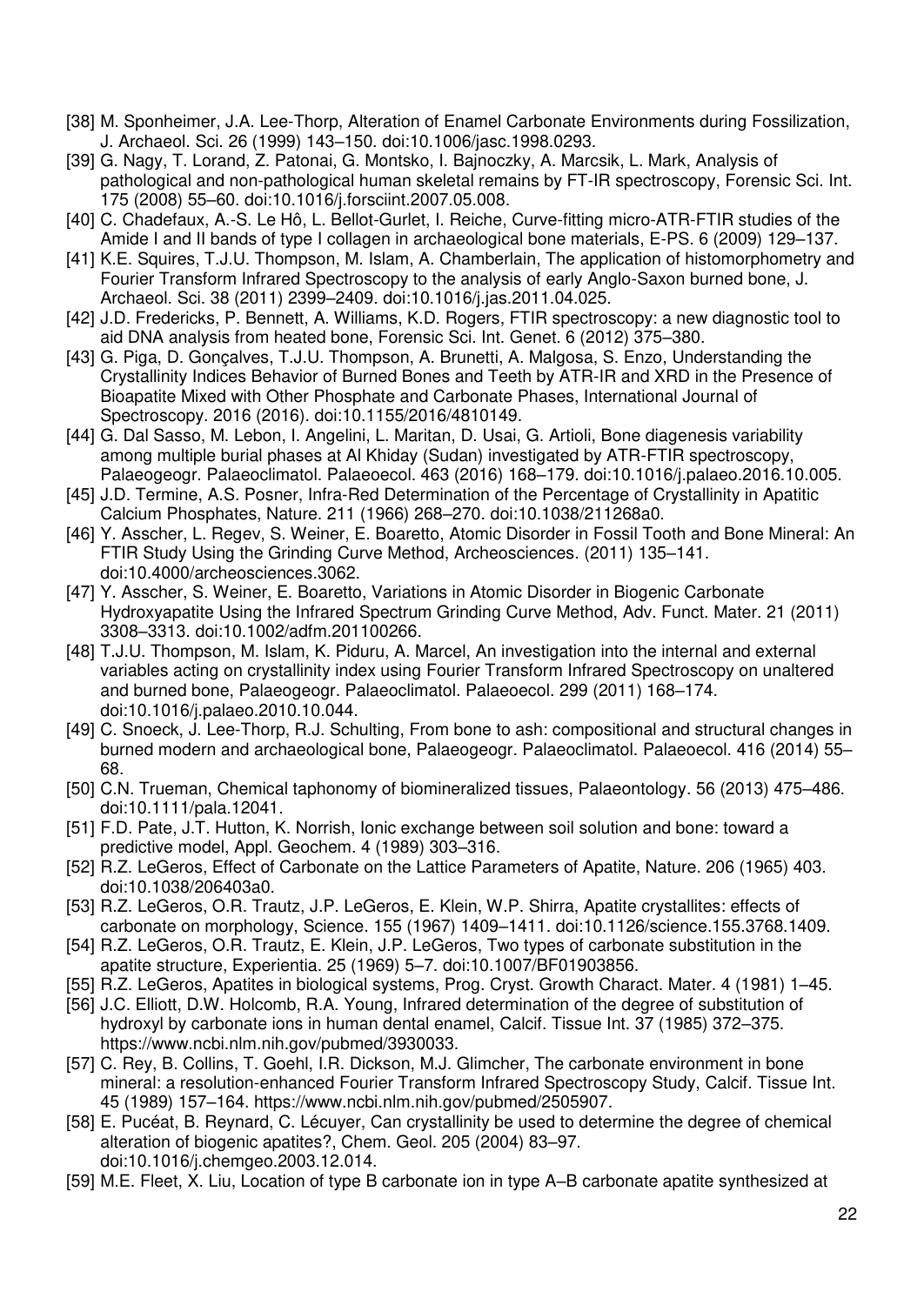[38] M. Sponheimer, J.A. Lee-Thorp, Alteration of Enamel Carbonate Environments during Fossilization, J. Archaeol. Sci. 26 (1999) 143–150. doi:10.1006/jasc.1998.0293.

[39] G. Nagy, T. Lorand, Z. Patonai, G. Montsko, I. Bajnoczky, A. Marcsik, L. Mark, Analysis of pathological and non-pathological human skeletal remains by FT-IR spectroscopy, Forensic Sci. Int. 175 (2008) 55–60. doi:10.1016/j.forsciint.2007.05.008.

[40] C. Chadefaux, A.-S. Le Hô, L. Bellot-Gurlet, I. Reiche, Curve-fitting micro-ATR-FTIR studies of the Amide I and II bands of type I collagen in archaeological bone materials, E-PS. 6 (2009) 129–137.

[41] K.E. Squires, T.J.U. Thompson, M. Islam, A. Chamberlain, The application of histomorphometry and Fourier Transform Infrared Spectroscopy to the analysis of early Anglo-Saxon burned bone, J. Archaeol. Sci. 38 (2011) 2399–2409. doi:10.1016/j.jas.2011.04.025.

[42] J.D. Fredericks, P. Bennett, A. Williams, K.D. Rogers, FTIR spectroscopy: a new diagnostic tool to aid DNA analysis from heated bone, Forensic Sci. Int. Genet. 6 (2012) 375–380.

[43] G. Piga, D. Gonçalves, T.J.U. Thompson, A. Brunetti, A. Malgosa, S. Enzo, Understanding the Crystallinity Indices Behavior of Burned Bones and Teeth by ATR-IR and XRD in the Presence of Bioapatite Mixed with Other Phosphate and Carbonate Phases, International Journal of Spectroscopy. 2016 (2016). doi:10.1155/2016/4810149.

[44] G. Dal Sasso, M. Lebon, I. Angelini, L. Maritan, D. Usai, G. Artioli, Bone diagenesis variability among multiple burial phases at Al Khiday (Sudan) investigated by ATR-FTIR spectroscopy, Palaeogeogr. Palaeoclimatol. Palaeoecol. 463 (2016) 168–179. doi:10.1016/j.palaeo.2016.10.005.

[45] J.D. Termine, A.S. Posner, Infra-Red Determination of the Percentage of Crystallinity in Apatitic Calcium Phosphates, Nature. 211 (1966) 268–270. doi:10.1038/211268a0.

[46] Y. Asscher, L. Regev, S. Weiner, E. Boaretto, Atomic Disorder in Fossil Tooth and Bone Mineral: An FTIR Study Using the Grinding Curve Method, Archeosciences. (2011) 135–141. doi:10.4000/archeosciences.3062.

[47] Y. Asscher, S. Weiner, E. Boaretto, Variations in Atomic Disorder in Biogenic Carbonate Hydroxyapatite Using the Infrared Spectrum Grinding Curve Method, Adv. Funct. Mater. 21 (2011) 3308–3313. doi:10.1002/adfm.201100266.

[48] T.J.U. Thompson, M. Islam, K. Piduru, A. Marcel, An investigation into the internal and external variables acting on crystallinity index using Fourier Transform Infrared Spectroscopy on unaltered and burned bone, Palaeogeogr. Palaeoclimatol. Palaeoecol. 299 (2011) 168–174. doi:10.1016/j.palaeo.2010.10.044.

[49] C. Snoeck, J. Lee-Thorp, R.J. Schulting, From bone to ash: compositional and structural changes in burned modern and archaeological bone, Palaeogeogr. Palaeoclimatol. Palaeoecol. 416 (2014) 55–68.

[50] C.N. Trueman, Chemical taphonomy of biomineralized tissues, Palaeontology. 56 (2013) 475–486. doi:10.1111/pala.12041.

[51] F.D. Pate, J.T. Hutton, K. Norrish, Ionic exchange between soil solution and bone: toward a predictive model, Appl. Geochem. 4 (1989) 303–316.

[52] R.Z. LeGeros, Effect of Carbonate on the Lattice Parameters of Apatite, Nature. 206 (1965) 403. doi:10.1038/206403a0.

[53] R.Z. LeGeros, O.R. Trautz, J.P. LeGeros, E. Klein, W.P. Shirra, Apatite crystallites: effects of carbonate on morphology, Science. 155 (1967) 1409–1411. doi:10.1126/science.155.3768.1409.

[54] R.Z. LeGeros, O.R. Trautz, E. Klein, J.P. LeGeros, Two types of carbonate substitution in the apatite structure, Experientia. 25 (1969) 5–7. doi:10.1007/BF01903856.

[55] R.Z. LeGeros, Apatites in biological systems, Prog. Cryst. Growth Charact. Mater. 4 (1981) 1–45.

[56] J.C. Elliott, D.W. Holcomb, R.A. Young, Infrared determination of the degree of substitution of hydroxyl by carbonate ions in human dental enamel, Calcif. Tissue Int. 37 (1985) 372–375. https://www.ncbi.nlm.nih.gov/pubmed/3930033.

[57] C. Rey, B. Collins, T. Goehl, I.R. Dickson, M.J. Glimcher, The carbonate environment in bone mineral: a resolution-enhanced Fourier Transform Infrared Spectroscopy Study, Calcif. Tissue Int. 45 (1989) 157–164. https://www.ncbi.nlm.nih.gov/pubmed/2505907.

[58] E. Pucéat, B. Reynard, C. Lécuyer, Can crystallinity be used to determine the degree of chemical alteration of biogenic apatites?, Chem. Geol. 205 (2004) 83–97. doi:10.1016/j.chemgeo.2003.12.014.

[59] M.E. Fleet, X. Liu, Location of type B carbonate ion in type A–B carbonate apatite synthesized at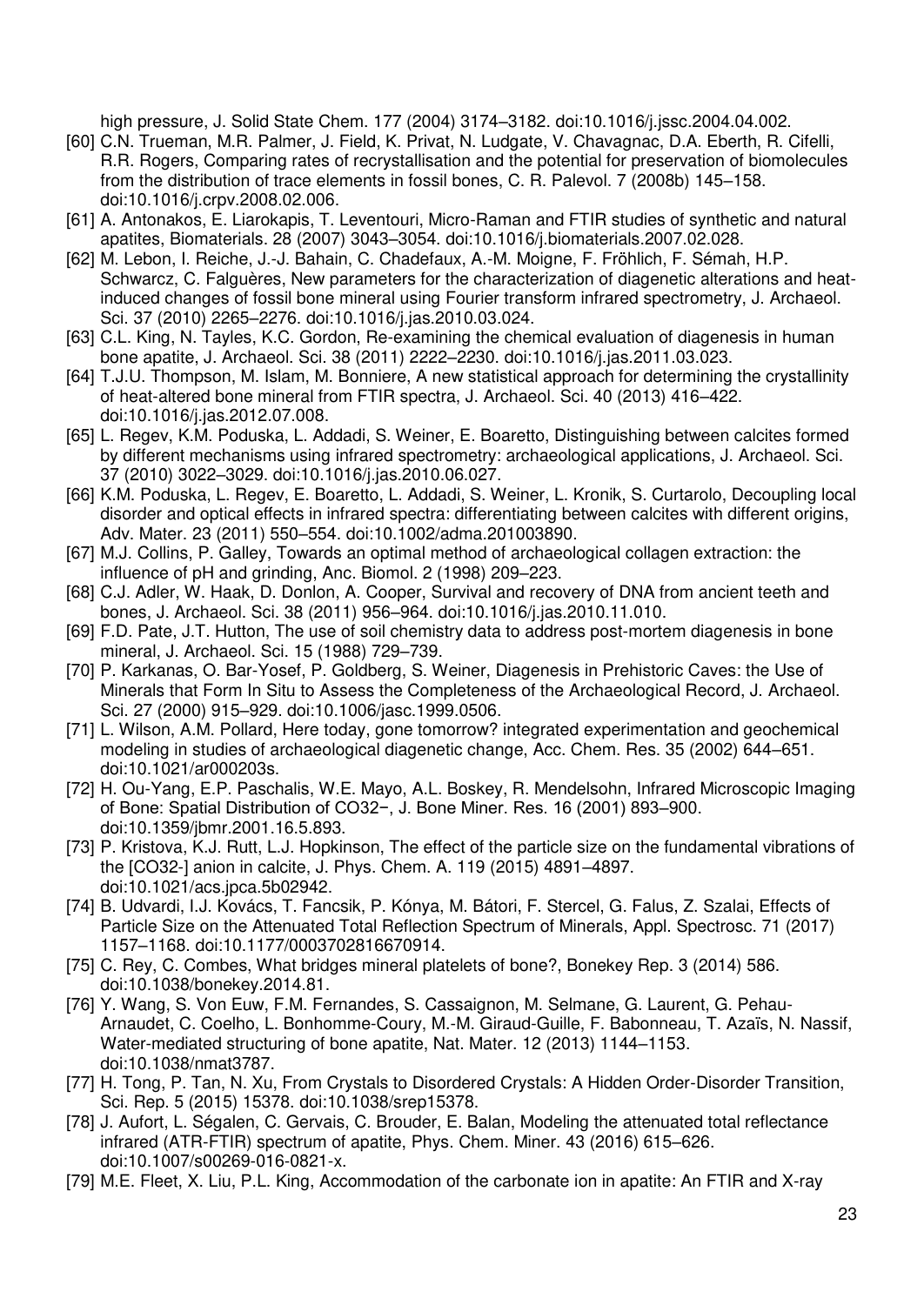high pressure, J. Solid State Chem. 177 (2004) 3174–3182. doi:10.1016/j.jssc.2004.04.002.

[60] C.N. Trueman, M.R. Palmer, J. Field, K. Privat, N. Ludgate, V. Chavagnac, D.A. Eberth, R. Cifelli, R.R. Rogers, Comparing rates of recrystallisation and the potential for preservation of biomolecules from the distribution of trace elements in fossil bones, C. R. Palevol. 7 (2008b) 145–158. doi:10.1016/j.crpv.2008.02.006.

[61] A. Antonakos, E. Liarokapis, T. Leventouri, Micro-Raman and FTIR studies of synthetic and natural apatites, Biomaterials. 28 (2007) 3043–3054. doi:10.1016/j.biomaterials.2007.02.028.

[62] M. Lebon, I. Reiche, J.-J. Bahain, C. Chadefaux, A.-M. Moigne, F. Fröhlich, F. Sémah, H.P. Schwarcz, C. Falguères, New parameters for the characterization of diagenetic alterations and heat-induced changes of fossil bone mineral using Fourier transform infrared spectrometry, J. Archaeol. Sci. 37 (2010) 2265–2276. doi:10.1016/j.jas.2010.03.024.

[63] C.L. King, N. Tayles, K.C. Gordon, Re-examining the chemical evaluation of diagenesis in human bone apatite, J. Archaeol. Sci. 38 (2011) 2222–2230. doi:10.1016/j.jas.2011.03.023.

[64] T.J.U. Thompson, M. Islam, M. Bonniere, A new statistical approach for determining the crystallinity of heat-altered bone mineral from FTIR spectra, J. Archaeol. Sci. 40 (2013) 416–422. doi:10.1016/j.jas.2012.07.008.

[65] L. Regev, K.M. Poduska, L. Addadi, S. Weiner, E. Boaretto, Distinguishing between calcites formed by different mechanisms using infrared spectrometry: archaeological applications, J. Archaeol. Sci. 37 (2010) 3022–3029. doi:10.1016/j.jas.2010.06.027.

[66] K.M. Poduska, L. Regev, E. Boaretto, L. Addadi, S. Weiner, L. Kronik, S. Curtarolo, Decoupling local disorder and optical effects in infrared spectra: differentiating between calcites with different origins, Adv. Mater. 23 (2011) 550–554. doi:10.1002/adma.201003890.

[67] M.J. Collins, P. Galley, Towards an optimal method of archaeological collagen extraction: the influence of pH and grinding, Anc. Biomol. 2 (1998) 209–223.

[68] C.J. Adler, W. Haak, D. Donlon, A. Cooper, Survival and recovery of DNA from ancient teeth and bones, J. Archaeol. Sci. 38 (2011) 956–964. doi:10.1016/j.jas.2010.11.010.

[69] F.D. Pate, J.T. Hutton, The use of soil chemistry data to address post-mortem diagenesis in bone mineral, J. Archaeol. Sci. 15 (1988) 729–739.

[70] P. Karkanas, O. Bar-Yosef, P. Goldberg, S. Weiner, Diagenesis in Prehistoric Caves: the Use of Minerals that Form In Situ to Assess the Completeness of the Archaeological Record, J. Archaeol. Sci. 27 (2000) 915–929. doi:10.1006/jasc.1999.0506.

[71] L. Wilson, A.M. Pollard, Here today, gone tomorrow? integrated experimentation and geochemical modeling in studies of archaeological diagenetic change, Acc. Chem. Res. 35 (2002) 644–651. doi:10.1021/ar000203s.

[72] H. Ou-Yang, E.P. Paschalis, W.E. Mayo, A.L. Boskey, R. Mendelsohn, Infrared Microscopic Imaging of Bone: Spatial Distribution of CO32−, J. Bone Miner. Res. 16 (2001) 893–900. doi:10.1359/jbmr.2001.16.5.893.

[73] P. Kristova, K.J. Rutt, L.J. Hopkinson, The effect of the particle size on the fundamental vibrations of the [CO32-] anion in calcite, J. Phys. Chem. A. 119 (2015) 4891–4897. doi:10.1021/acs.jpca.5b02942.

[74] B. Udvardi, I.J. Kovács, T. Fancsik, P. Kónya, M. Bátori, F. Stercel, G. Falus, Z. Szalai, Effects of Particle Size on the Attenuated Total Reflection Spectrum of Minerals, Appl. Spectrosc. 71 (2017) 1157–1168. doi:10.1177/0003702816670914.

[75] C. Rey, C. Combes, What bridges mineral platelets of bone?, Bonekey Rep. 3 (2014) 586. doi:10.1038/bonekey.2014.81.

[76] Y. Wang, S. Von Euw, F.M. Fernandes, S. Cassaignon, M. Selmane, G. Laurent, G. Pehau-Arnaudet, C. Coelho, L. Bonhomme-Coury, M.-M. Giraud-Guille, F. Babonneau, T. Azaïs, N. Nassif, Water-mediated structuring of bone apatite, Nat. Mater. 12 (2013) 1144–1153. doi:10.1038/nmat3787.

[77] H. Tong, P. Tan, N. Xu, From Crystals to Disordered Crystals: A Hidden Order-Disorder Transition, Sci. Rep. 5 (2015) 15378. doi:10.1038/srep15378.

[78] J. Aufort, L. Ségalen, C. Gervais, C. Brouder, E. Balan, Modeling the attenuated total reflectance infrared (ATR-FTIR) spectrum of apatite, Phys. Chem. Miner. 43 (2016) 615–626. doi:10.1007/s00269-016-0821-x.

[79] M.E. Fleet, X. Liu, P.L. King, Accommodation of the carbonate ion in apatite: An FTIR and X-ray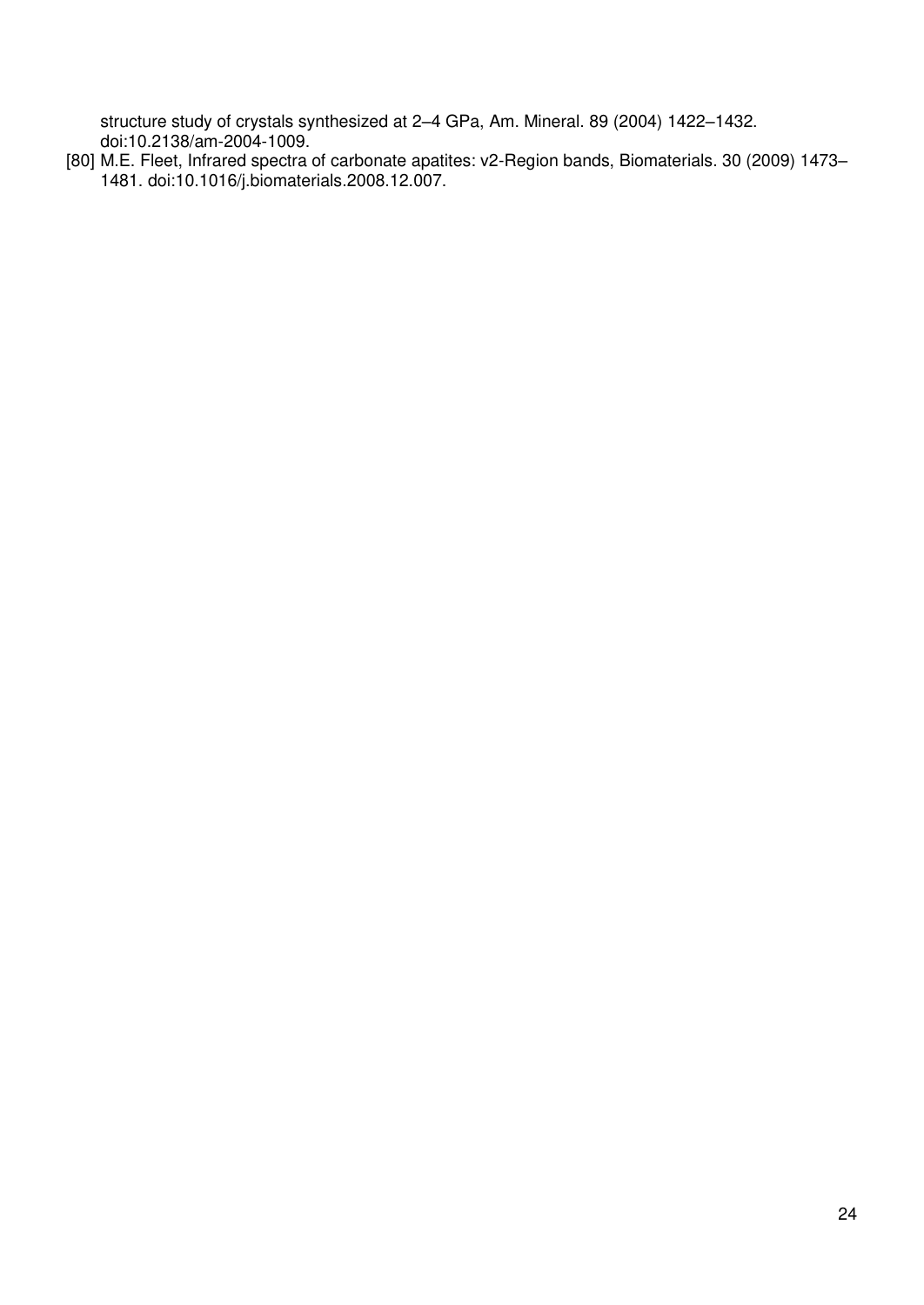structure study of crystals synthesized at 2–4 GPa, Am. Mineral. 89 (2004) 1422–1432. doi:10.2138/am-2004-1009.

[80] M.E. Fleet, Infrared spectra of carbonate apatites: v2-Region bands, Biomaterials. 30 (2009) 1473–1481. doi:10.1016/j.biomaterials.2008.12.007.